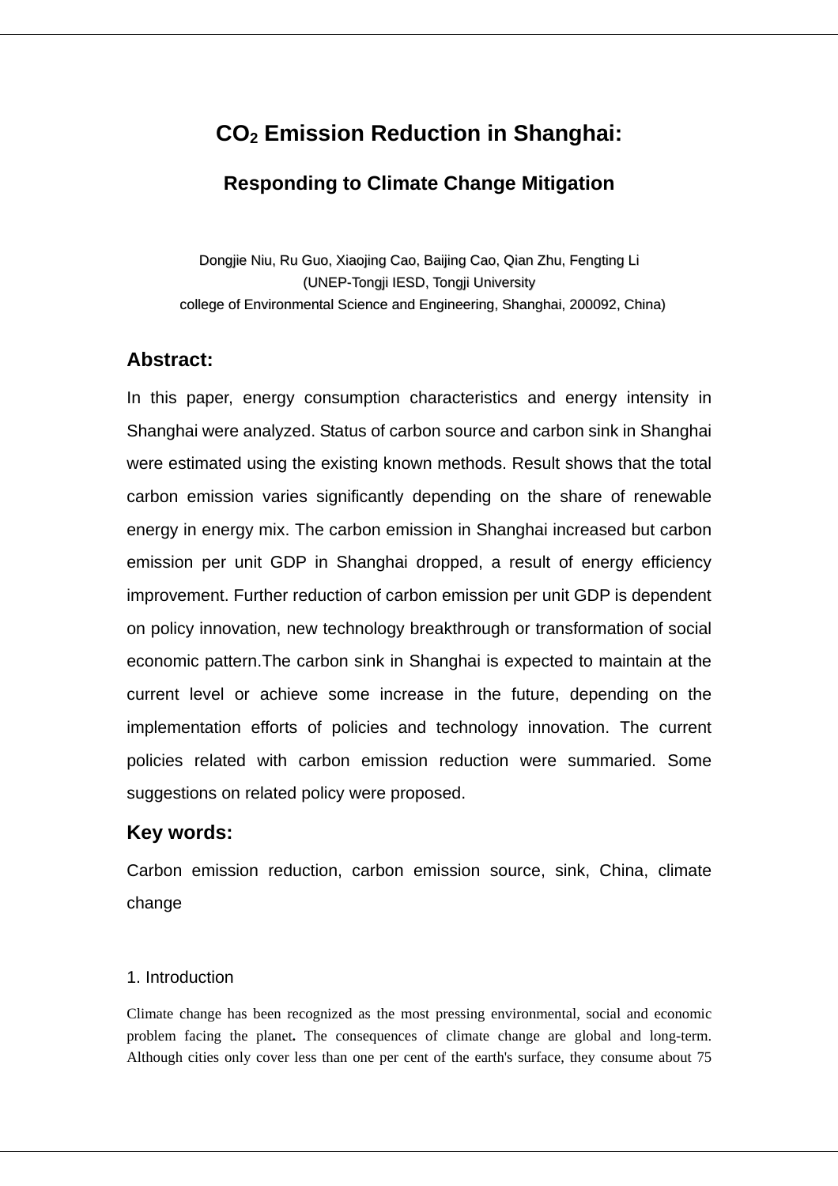# $CO_2$ Emission Reduction in Shanghai:

## Responding to Climate Change Mitigation

Dongjie Niu, Ru Guo, Xiaojing Cao, Baijing Cao, Qian Zhu, Fengting Li
(UNEP-Tongji IESD, Tongji University
college of Environmental Science and Engineering, Shanghai, 200092, China)

### Abstract:

In this paper, energy consumption characteristics and energy intensity in Shanghai were analyzed. Status of carbon source and carbon sink in Shanghai were estimated using the existing known methods. Result shows that the total carbon emission varies significantly depending on the share of renewable energy in energy mix. The carbon emission in Shanghai increased but carbon emission per unit GDP in Shanghai dropped, a result of energy efficiency improvement. Further reduction of carbon emission per unit GDP is dependent on policy innovation, new technology breakthrough or transformation of social economic pattern.The carbon sink in Shanghai is expected to maintain at the current level or achieve some increase in the future, depending on the implementation efforts of policies and technology innovation. The current policies related with carbon emission reduction were summaried. Some suggestions on related policy were proposed.

### Key words:

Carbon emission reduction, carbon emission source, sink, China, climate change

1. Introduction

Climate change has been recognized as the most pressing environmental, social and economic problem facing the planet**.** The consequences of climate change are global and long-term. Although cities only cover less than one per cent of the earth's surface, they consume about 75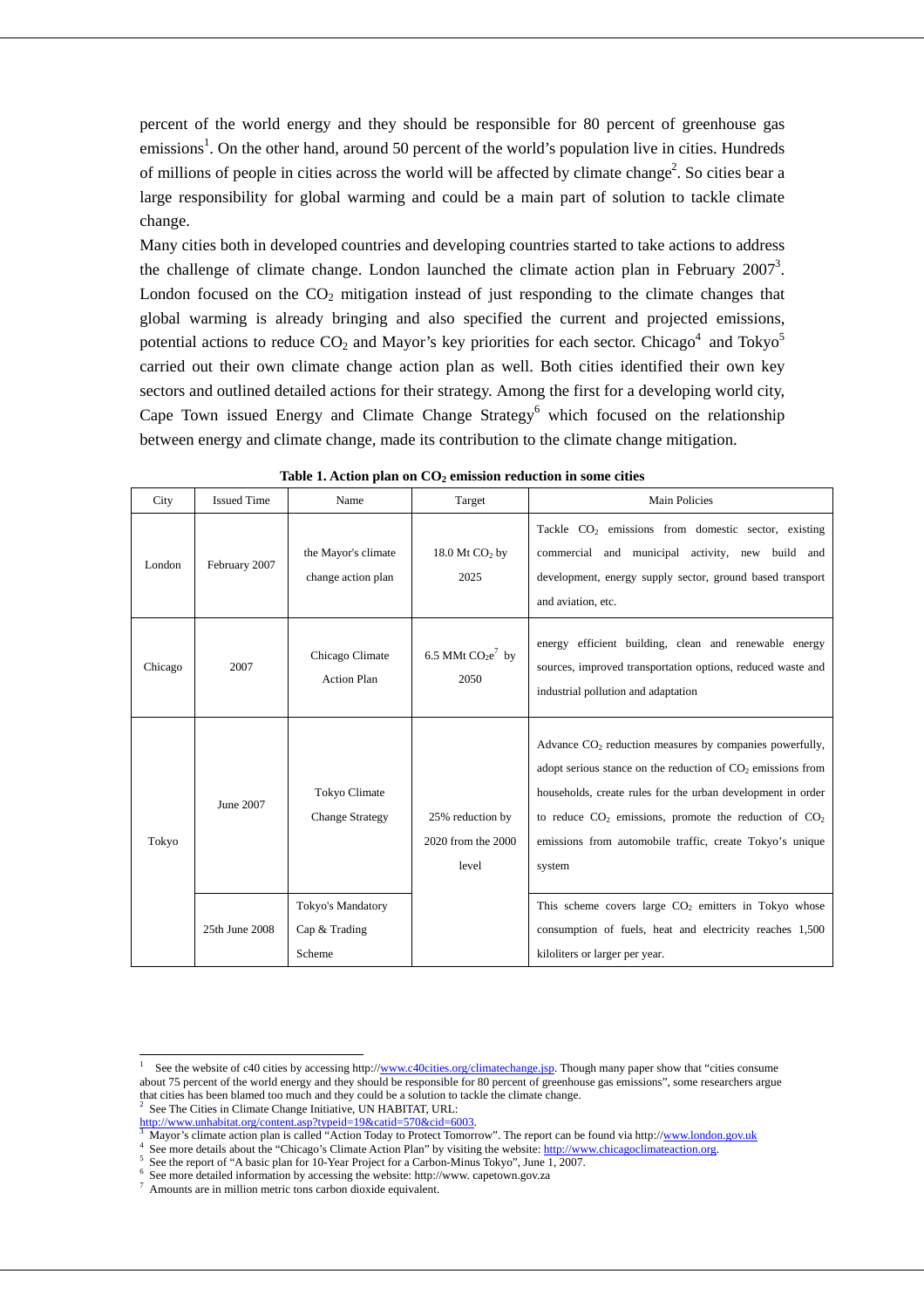percent of the world energy and they should be responsible for 80 percent of greenhouse gas emissions[1]. On the other hand, around 50 percent of the world's population live in cities. Hundreds of millions of people in cities across the world will be affected by climate change[2]. So cities bear a large responsibility for global warming and could be a main part of solution to tackle climate change.

Many cities both in developed countries and developing countries started to take actions to address the challenge of climate change. London launched the climate action plan in February 2007[3]. London focused on the $CO_2$ mitigation instead of just responding to the climate changes that global warming is already bringing and also specified the current and projected emissions, potential actions to reduce $CO_2$ and Mayor's key priorities for each sector. Chicago[4] and Tokyo[5] carried out their own climate change action plan as well. Both cities identified their own key sectors and outlined detailed actions for their strategy. Among the first for a developing world city, Cape Town issued Energy and Climate Change Strategy[6] which focused on the relationship between energy and climate change, made its contribution to the climate change mitigation.

**Table 1. Action plan on $CO_2$ emission reduction in some cities**

| City | Issued Time | Name | Target | Main Policies |
|---|---|---|---|---|
| London | February 2007 | the Mayor's climate change action plan | 18.0 Mt $CO_2$ by 2025 | Tackle $CO_2$ emissions from domestic sector, existing commercial and municipal activity, new build and development, energy supply sector, ground based transport and aviation, etc. |
| Chicago | 2007 | Chicago Climate Action Plan | 6.5 MMt $CO_2e$[7] by 2050 | energy efficient building, clean and renewable energy sources, improved transportation options, reduced waste and industrial pollution and adaptation |
| Tokyo | June 2007 | Tokyo Climate Change Strategy | 25% reduction by 2020 from the 2000 level | Advance $CO_2$ reduction measures by companies powerfully, adopt serious stance on the reduction of $CO_2$ emissions from households, create rules for the urban development in order to reduce $CO_2$ emissions, promote the reduction of $CO_2$ emissions from automobile traffic, create Tokyo's unique system |
| | 25th June 2008 | Tokyo's Mandatory Cap & Trading Scheme | | This scheme covers large $CO_2$ emitters in Tokyo whose consumption of fuels, heat and electricity reaches 1,500 kiloliters or larger per year. |

---

[1] See the website of c40 cities by accessing http://www.c40cities.org/climatechange.jsp. Though many paper show that "cities consume about 75 percent of the world energy and they should be responsible for 80 percent of greenhouse gas emissions", some researchers argue that cities has been blamed too much and they could be a solution to tackle the climate change.

[2] See The Cities in Climate Change Initiative, UN HABITAT, URL: http://www.unhabitat.org/content.asp?typeid=19&catid=570&cid=6003.

[3] Mayor's climate action plan is called "Action Today to Protect Tomorrow". The report can be found via http://www.london.gov.uk

[4] See more details about the "Chicago's Climate Action Plan" by visiting the website: http://www.chicagoclimateaction.org.

[5] See the report of "A basic plan for 10-Year Project for a Carbon-Minus Tokyo", June 1, 2007.

[6] See more detailed information by accessing the website: http://www. capetown.gov.za

[7] Amounts are in million metric tons carbon dioxide equivalent.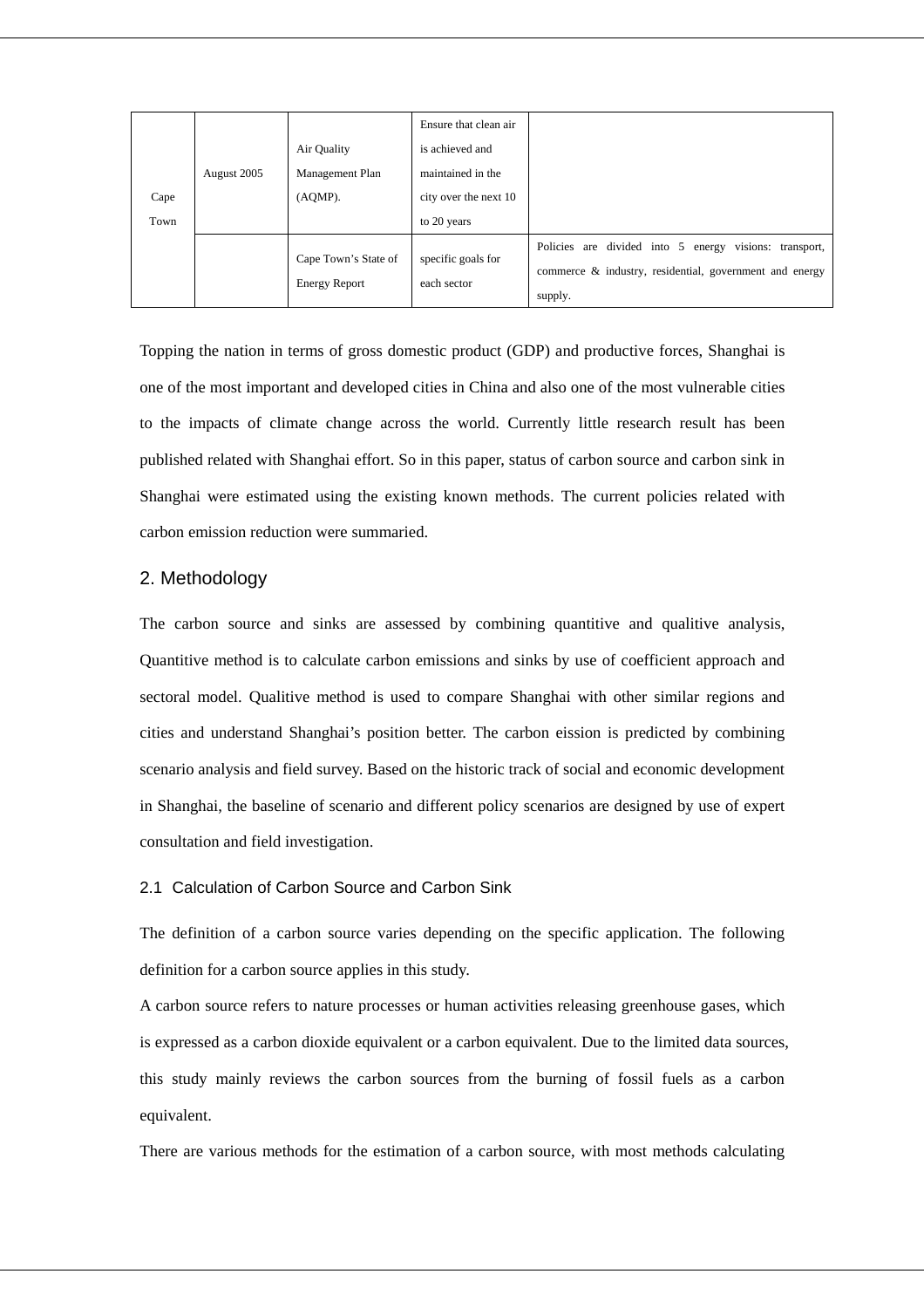| | | | | |
|---|---|---|---|---|
| Cape Town | August 2005 | Air Quality Management Plan (AQMP). | Ensure that clean air is achieved and maintained in the city over the next 10 to 20 years | |
| | | Cape Town's State of Energy Report | specific goals for each sector | Policies are divided into 5 energy visions: transport, commerce & industry, residential, government and energy supply. |

Topping the nation in terms of gross domestic product (GDP) and productive forces, Shanghai is one of the most important and developed cities in China and also one of the most vulnerable cities to the impacts of climate change across the world. Currently little research result has been published related with Shanghai effort. So in this paper, status of carbon source and carbon sink in Shanghai were estimated using the existing known methods. The current policies related with carbon emission reduction were summaried.

## 2. Methodology

The carbon source and sinks are assessed by combining quantitive and qualitive analysis, Quantitive method is to calculate carbon emissions and sinks by use of coefficient approach and sectoral model. Qualitive method is used to compare Shanghai with other similar regions and cities and understand Shanghai's position better. The carbon eission is predicted by combining scenario analysis and field survey. Based on the historic track of social and economic development in Shanghai, the baseline of scenario and different policy scenarios are designed by use of expert consultation and field investigation.

### 2.1 Calculation of Carbon Source and Carbon Sink

The definition of a carbon source varies depending on the specific application. The following definition for a carbon source applies in this study.

A carbon source refers to nature processes or human activities releasing greenhouse gases, which is expressed as a carbon dioxide equivalent or a carbon equivalent. Due to the limited data sources, this study mainly reviews the carbon sources from the burning of fossil fuels as a carbon equivalent.

There are various methods for the estimation of a carbon source, with most methods calculating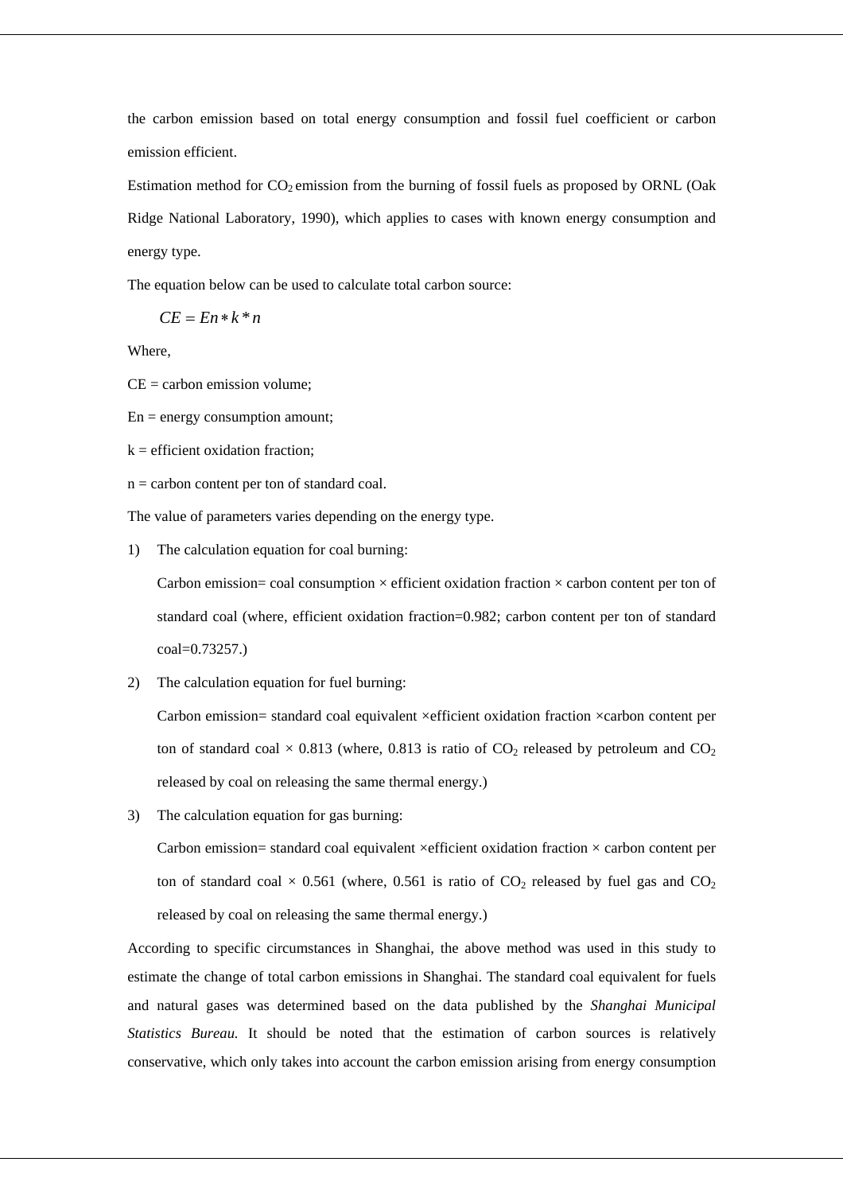the carbon emission based on total energy consumption and fossil fuel coefficient or carbon emission efficient.

Estimation method for $CO_2$ emission from the burning of fossil fuels as proposed by ORNL (Oak Ridge National Laboratory, 1990), which applies to cases with known energy consumption and energy type.

The equation below can be used to calculate total carbon source:

$$CE = En * k * n$$

Where,

CE = carbon emission volume;

En = energy consumption amount;

k = efficient oxidation fraction;

n = carbon content per ton of standard coal.

The value of parameters varies depending on the energy type.

1) The calculation equation for coal burning:

   Carbon emission= coal consumption × efficient oxidation fraction × carbon content per ton of standard coal (where, efficient oxidation fraction=0.982; carbon content per ton of standard coal=0.73257.)

2) The calculation equation for fuel burning:

   Carbon emission= standard coal equivalent ×efficient oxidation fraction ×carbon content per ton of standard coal × 0.813 (where, 0.813 is ratio of $CO_2$ released by petroleum and $CO_2$ released by coal on releasing the same thermal energy.)

3) The calculation equation for gas burning:

   Carbon emission= standard coal equivalent ×efficient oxidation fraction × carbon content per ton of standard coal × 0.561 (where, 0.561 is ratio of $CO_2$ released by fuel gas and $CO_2$ released by coal on releasing the same thermal energy.)

According to specific circumstances in Shanghai, the above method was used in this study to estimate the change of total carbon emissions in Shanghai. The standard coal equivalent for fuels and natural gases was determined based on the data published by the *Shanghai Municipal Statistics Bureau.* It should be noted that the estimation of carbon sources is relatively conservative, which only takes into account the carbon emission arising from energy consumption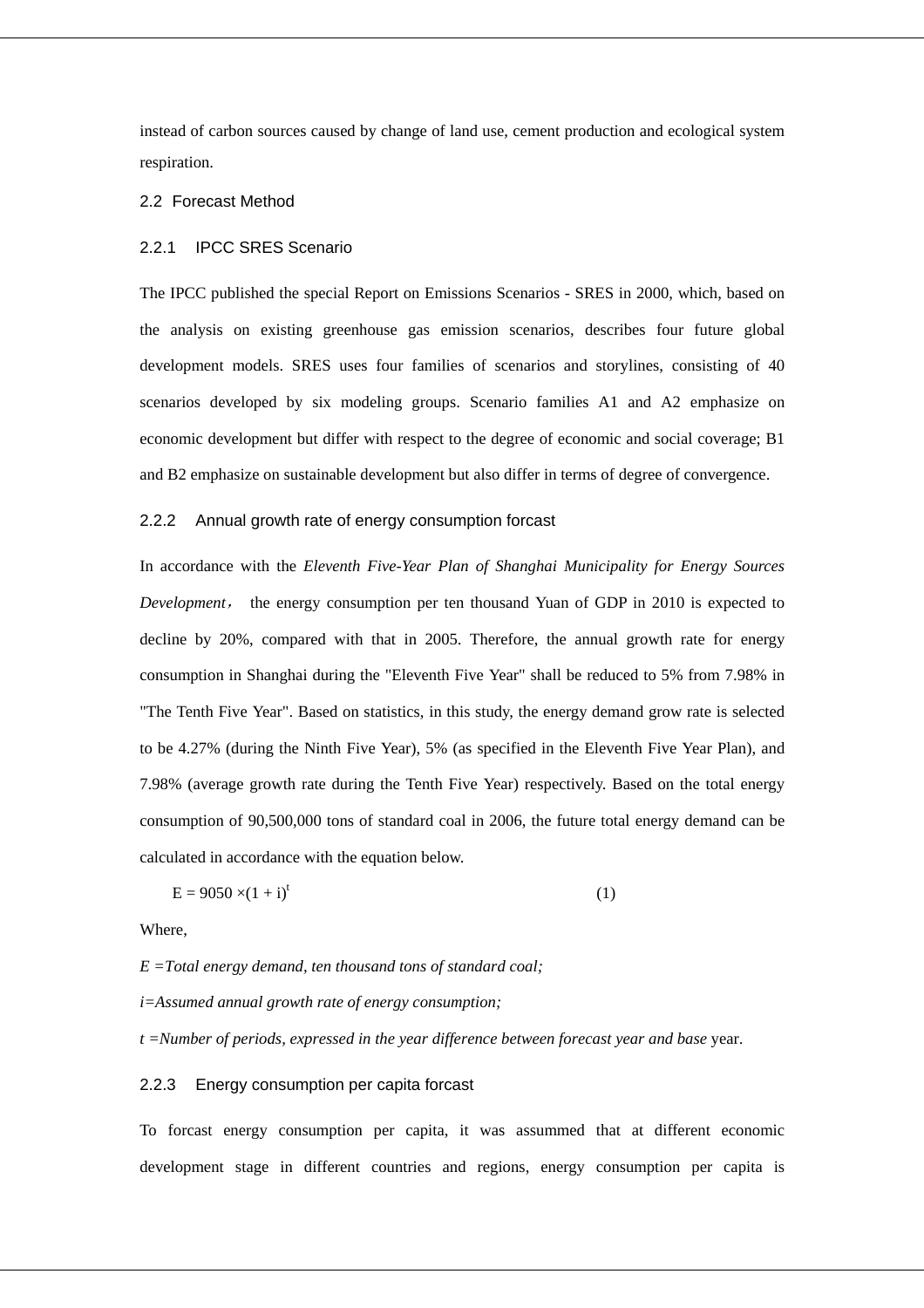instead of carbon sources caused by change of land use, cement production and ecological system respiration.

## 2.2 Forecast Method

### 2.2.1 IPCC SRES Scenario

The IPCC published the special Report on Emissions Scenarios - SRES in 2000, which, based on the analysis on existing greenhouse gas emission scenarios, describes four future global development models. SRES uses four families of scenarios and storylines, consisting of 40 scenarios developed by six modeling groups. Scenario families A1 and A2 emphasize on economic development but differ with respect to the degree of economic and social coverage; B1 and B2 emphasize on sustainable development but also differ in terms of degree of convergence.

### 2.2.2 Annual growth rate of energy consumption forcast

In accordance with the *Eleventh Five-Year Plan of Shanghai Municipality for Energy Sources Development*， the energy consumption per ten thousand Yuan of GDP in 2010 is expected to decline by 20%, compared with that in 2005. Therefore, the annual growth rate for energy consumption in Shanghai during the "Eleventh Five Year" shall be reduced to 5% from 7.98% in "The Tenth Five Year". Based on statistics, in this study, the energy demand grow rate is selected to be 4.27% (during the Ninth Five Year), 5% (as specified in the Eleventh Five Year Plan), and 7.98% (average growth rate during the Tenth Five Year) respectively. Based on the total energy consumption of 90,500,000 tons of standard coal in 2006, the future total energy demand can be calculated in accordance with the equation below.

$$E = 9050 \times (1 + i)^t \qquad (1)$$

Where,

*E =Total energy demand, ten thousand tons of standard coal;*

*i=Assumed annual growth rate of energy consumption;*

*t =Number of periods, expressed in the year difference between forecast year and base* year.

### 2.2.3 Energy consumption per capita forcast

To forcast energy consumption per capita, it was assummed that at different economic development stage in different countries and regions, energy consumption per capita is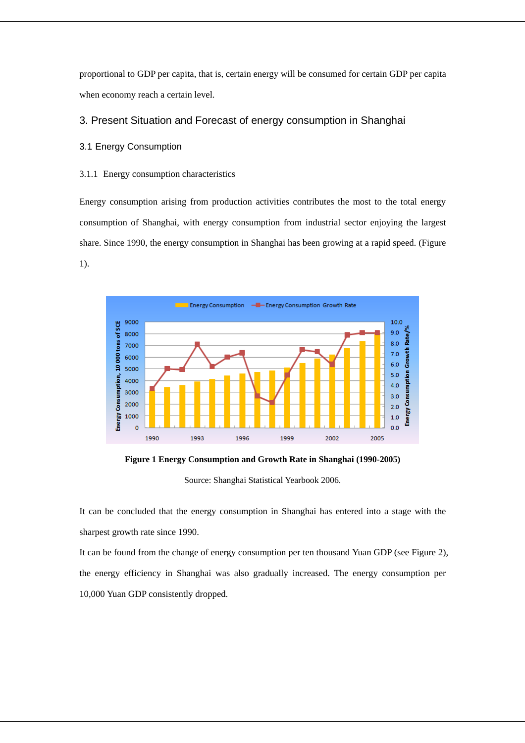proportional to GDP per capita, that is, certain energy will be consumed for certain GDP per capita when economy reach a certain level.

## 3. Present Situation and Forecast of energy consumption in Shanghai

### 3.1 Energy Consumption

#### 3.1.1 Energy consumption characteristics

Energy consumption arising from production activities contributes the most to the total energy consumption of Shanghai, with energy consumption from industrial sector enjoying the largest share. Since 1990, the energy consumption in Shanghai has been growing at a rapid speed. (Figure 1).

**Figure 1 Energy Consumption and Growth Rate in Shanghai (1990-2005)**

Source: Shanghai Statistical Yearbook 2006.

It can be concluded that the energy consumption in Shanghai has entered into a stage with the sharpest growth rate since 1990.

It can be found from the change of energy consumption per ten thousand Yuan GDP (see Figure 2), the energy efficiency in Shanghai was also gradually increased. The energy consumption per 10,000 Yuan GDP consistently dropped.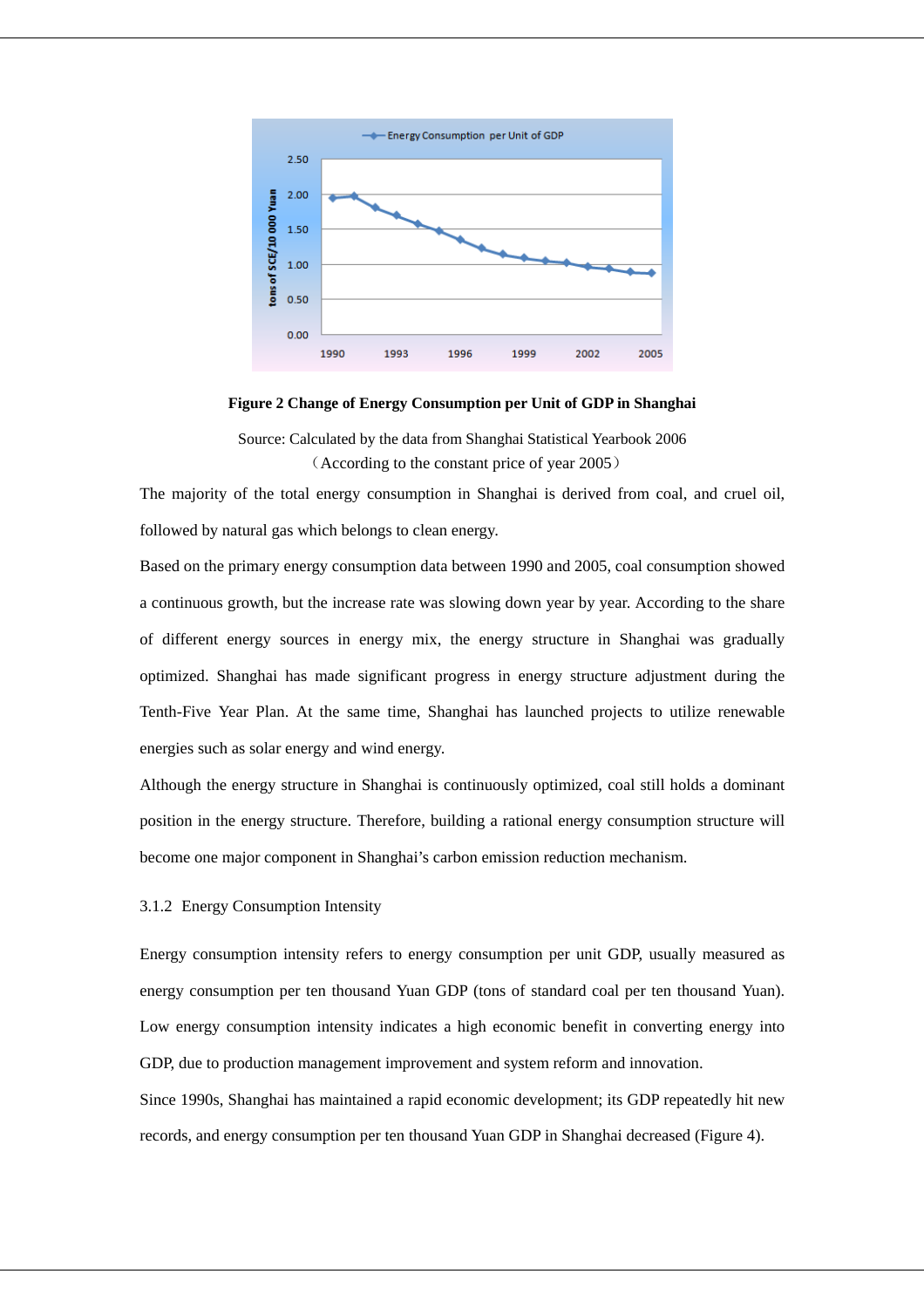**Figure 2 Change of Energy Consumption per Unit of GDP in Shanghai**

Source: Calculated by the data from Shanghai Statistical Yearbook 2006
（According to the constant price of year 2005）

The majority of the total energy consumption in Shanghai is derived from coal, and cruel oil, followed by natural gas which belongs to clean energy.

Based on the primary energy consumption data between 1990 and 2005, coal consumption showed a continuous growth, but the increase rate was slowing down year by year. According to the share of different energy sources in energy mix, the energy structure in Shanghai was gradually optimized. Shanghai has made significant progress in energy structure adjustment during the Tenth-Five Year Plan. At the same time, Shanghai has launched projects to utilize renewable energies such as solar energy and wind energy.

Although the energy structure in Shanghai is continuously optimized, coal still holds a dominant position in the energy structure. Therefore, building a rational energy consumption structure will become one major component in Shanghai's carbon emission reduction mechanism.

### 3.1.2 Energy Consumption Intensity

Energy consumption intensity refers to energy consumption per unit GDP, usually measured as energy consumption per ten thousand Yuan GDP (tons of standard coal per ten thousand Yuan). Low energy consumption intensity indicates a high economic benefit in converting energy into GDP, due to production management improvement and system reform and innovation.

Since 1990s, Shanghai has maintained a rapid economic development; its GDP repeatedly hit new records, and energy consumption per ten thousand Yuan GDP in Shanghai decreased (Figure 4).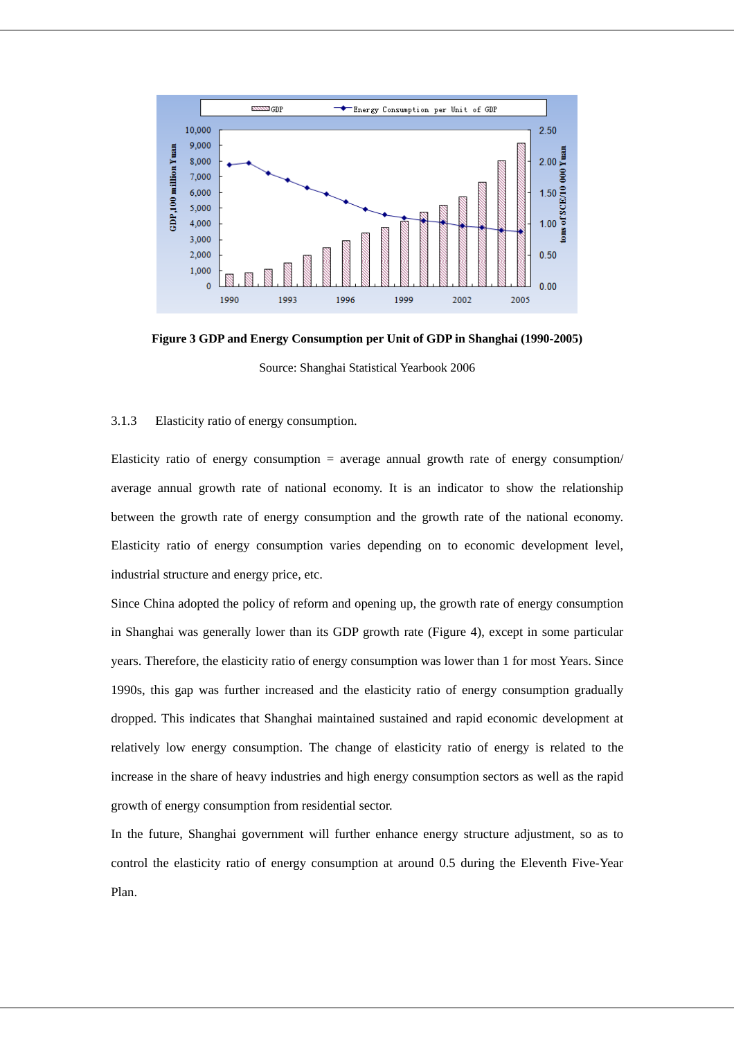**Figure 3 GDP and Energy Consumption per Unit of GDP in Shanghai (1990-2005)**

Source: Shanghai Statistical Yearbook 2006

### 3.1.3 Elasticity ratio of energy consumption.

Elasticity ratio of energy consumption = average annual growth rate of energy consumption/ average annual growth rate of national economy. It is an indicator to show the relationship between the growth rate of energy consumption and the growth rate of the national economy. Elasticity ratio of energy consumption varies depending on to economic development level, industrial structure and energy price, etc.

Since China adopted the policy of reform and opening up, the growth rate of energy consumption in Shanghai was generally lower than its GDP growth rate (Figure 4), except in some particular years. Therefore, the elasticity ratio of energy consumption was lower than 1 for most Years. Since 1990s, this gap was further increased and the elasticity ratio of energy consumption gradually dropped. This indicates that Shanghai maintained sustained and rapid economic development at relatively low energy consumption. The change of elasticity ratio of energy is related to the increase in the share of heavy industries and high energy consumption sectors as well as the rapid growth of energy consumption from residential sector.

In the future, Shanghai government will further enhance energy structure adjustment, so as to control the elasticity ratio of energy consumption at around 0.5 during the Eleventh Five-Year Plan.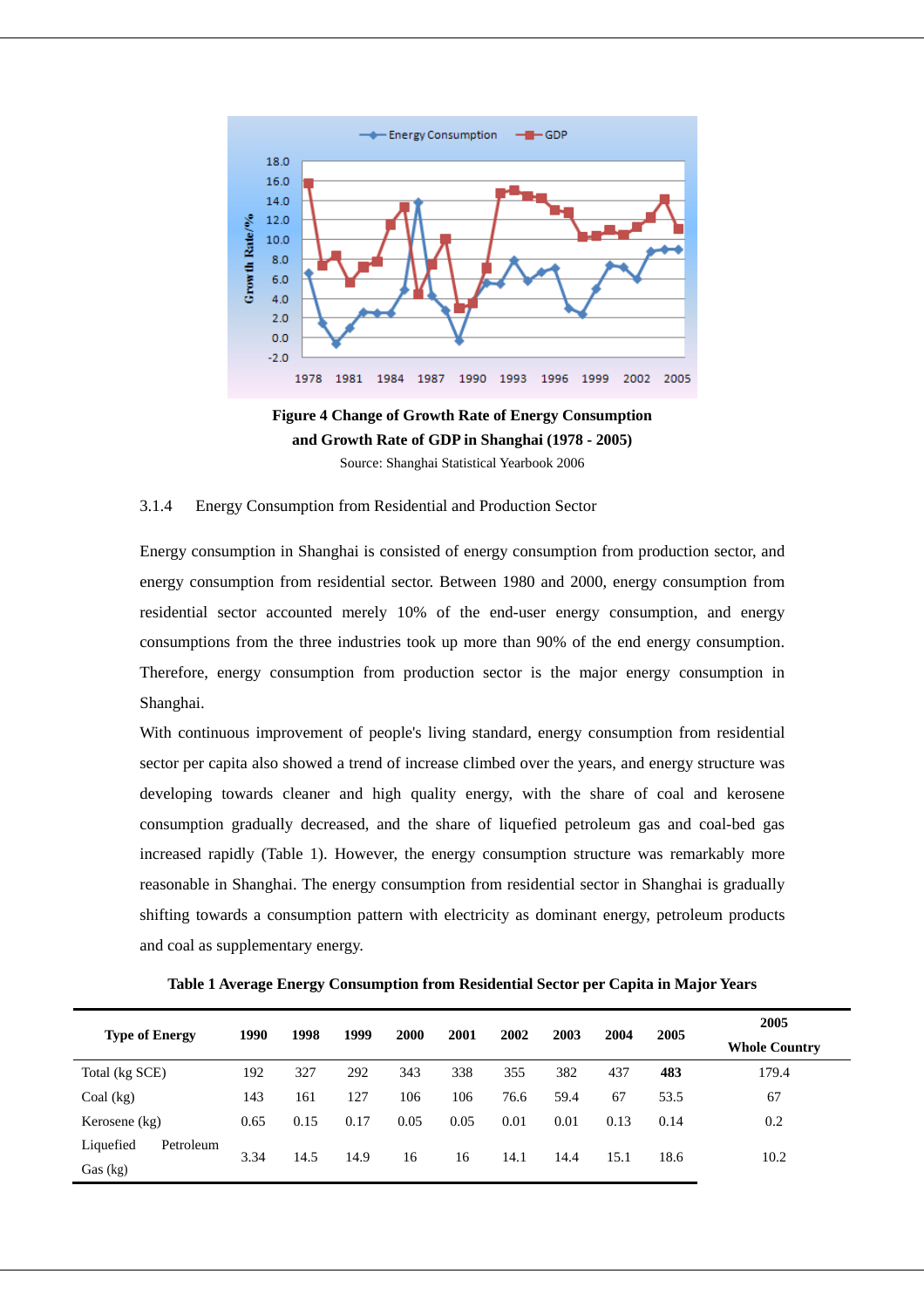**Figure 4 Change of Growth Rate of Energy Consumption and Growth Rate of GDP in Shanghai (1978 - 2005)**

Source: Shanghai Statistical Yearbook 2006

### 3.1.4 Energy Consumption from Residential and Production Sector

Energy consumption in Shanghai is consisted of energy consumption from production sector, and energy consumption from residential sector. Between 1980 and 2000, energy consumption from residential sector accounted merely 10% of the end-user energy consumption, and energy consumptions from the three industries took up more than 90% of the end energy consumption. Therefore, energy consumption from production sector is the major energy consumption in Shanghai.

With continuous improvement of people's living standard, energy consumption from residential sector per capita also showed a trend of increase climbed over the years, and energy structure was developing towards cleaner and high quality energy, with the share of coal and kerosene consumption gradually decreased, and the share of liquefied petroleum gas and coal-bed gas increased rapidly (Table 1). However, the energy consumption structure was remarkably more reasonable in Shanghai. The energy consumption from residential sector in Shanghai is gradually shifting towards a consumption pattern with electricity as dominant energy, petroleum products and coal as supplementary energy.

**Table 1 Average Energy Consumption from Residential Sector per Capita in Major Years**

| Type of Energy | 1990 | 1998 | 1999 | 2000 | 2001 | 2002 | 2003 | 2004 | 2005 | 2005 Whole Country |
|---|---|---|---|---|---|---|---|---|---|---|
| Total (kg SCE) | 192 | 327 | 292 | 343 | 338 | 355 | 382 | 437 | **483** | 179.4 |
| Coal (kg) | 143 | 161 | 127 | 106 | 106 | 76.6 | 59.4 | 67 | 53.5 | 67 |
| Kerosene (kg) | 0.65 | 0.15 | 0.17 | 0.05 | 0.05 | 0.01 | 0.01 | 0.13 | 0.14 | 0.2 |
| Liquefied Petroleum Gas (kg) | 3.34 | 14.5 | 14.9 | 16 | 16 | 14.1 | 14.4 | 15.1 | 18.6 | 10.2 |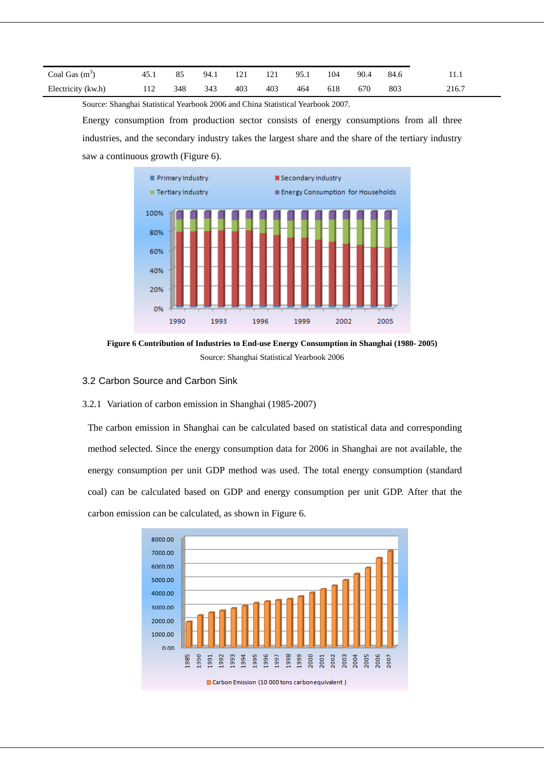| | | | | | | | | | | |
|---|---|---|---|---|---|---|---|---|---|---|
| Coal Gas ($m^3$) | 45.1 | 85 | 94.1 | 121 | 121 | 95.1 | 104 | 90.4 | 84.6 | 11.1 |
| Electricity (kw.h) | 112 | 348 | 343 | 403 | 403 | 464 | 618 | 670 | 803 | 216.7 |

Source: Shanghai Statistical Yearbook 2006 and China Statistical Yearbook 2007.

Energy consumption from production sector consists of energy consumptions from all three industries, and the secondary industry takes the largest share and the share of the tertiary industry saw a continuous growth (Figure 6).

**Figure 6 Contribution of Industries to End-use Energy Consumption in Shanghai (1980- 2005)**

Source: Shanghai Statistical Yearbook 2006

## 3.2 Carbon Source and Carbon Sink

### 3.2.1 Variation of carbon emission in Shanghai (1985-2007)

The carbon emission in Shanghai can be calculated based on statistical data and corresponding method selected. Since the energy consumption data for 2006 in Shanghai are not available, the energy consumption per unit GDP method was used. The total energy consumption (standard coal) can be calculated based on GDP and energy consumption per unit GDP. After that the carbon emission can be calculated, as shown in Figure 6.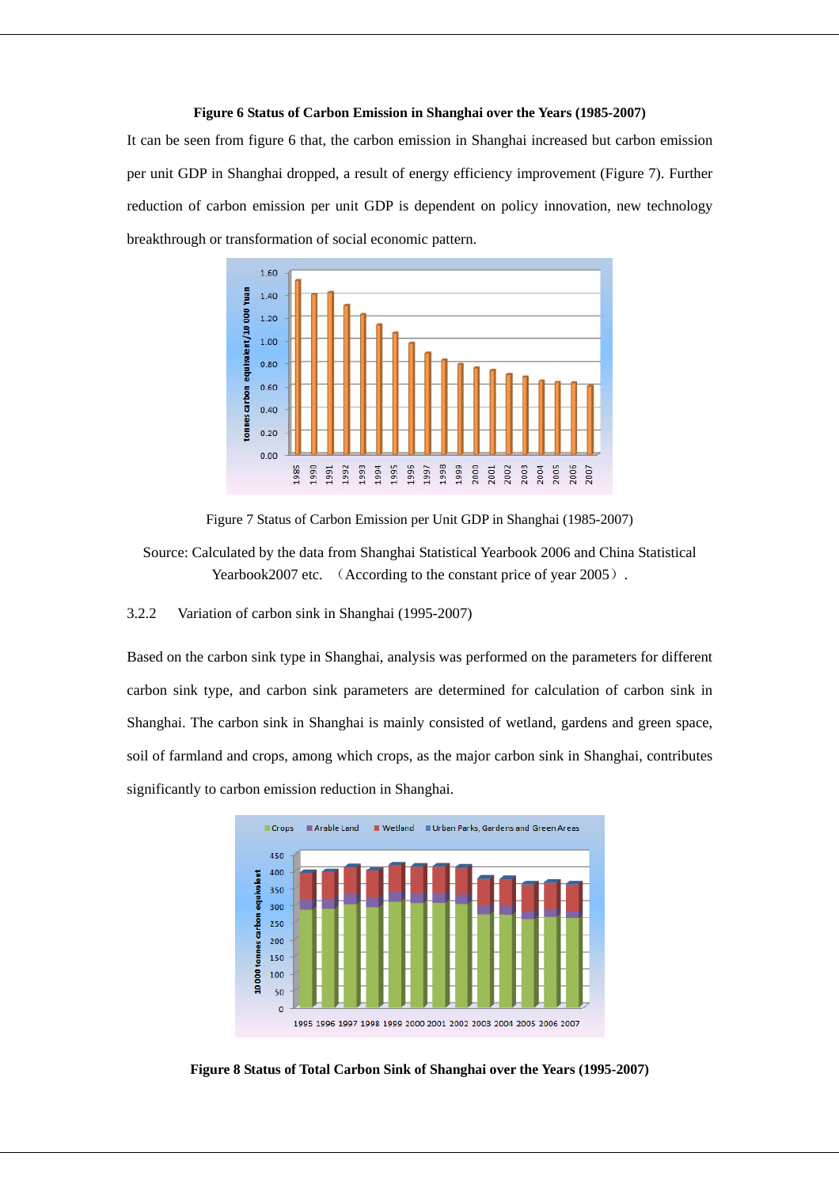**Figure 6 Status of Carbon Emission in Shanghai over the Years (1985-2007)**

It can be seen from figure 6 that, the carbon emission in Shanghai increased but carbon emission per unit GDP in Shanghai dropped, a result of energy efficiency improvement (Figure 7). Further reduction of carbon emission per unit GDP is dependent on policy innovation, new technology breakthrough or transformation of social economic pattern.

Figure 7 Status of Carbon Emission per Unit GDP in Shanghai (1985-2007)

Source: Calculated by the data from Shanghai Statistical Yearbook 2006 and China Statistical Yearbook2007 etc. （According to the constant price of year 2005）.

3.2.2 Variation of carbon sink in Shanghai (1995-2007)

Based on the carbon sink type in Shanghai, analysis was performed on the parameters for different carbon sink type, and carbon sink parameters are determined for calculation of carbon sink in Shanghai. The carbon sink in Shanghai is mainly consisted of wetland, gardens and green space, soil of farmland and crops, among which crops, as the major carbon sink in Shanghai, contributes significantly to carbon emission reduction in Shanghai.

**Figure 8 Status of Total Carbon Sink of Shanghai over the Years (1995-2007)**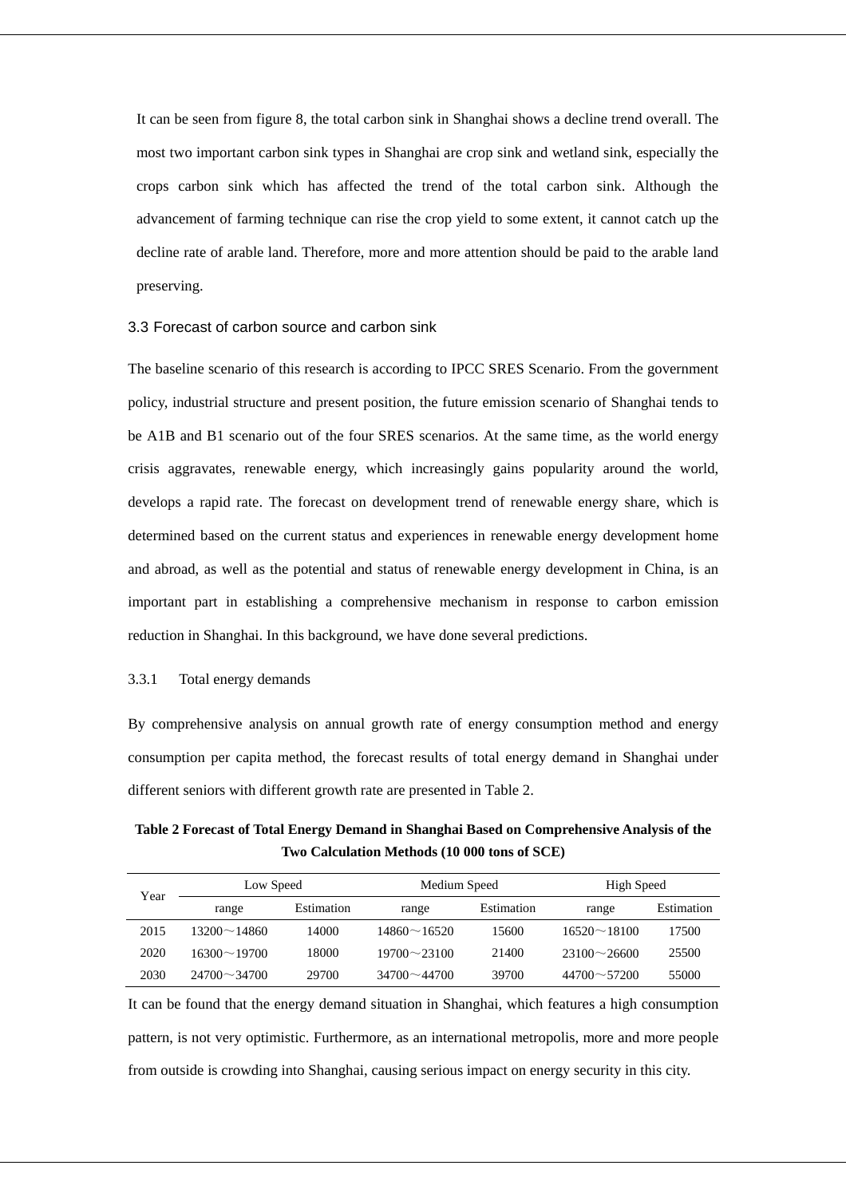It can be seen from figure 8, the total carbon sink in Shanghai shows a decline trend overall. The most two important carbon sink types in Shanghai are crop sink and wetland sink, especially the crops carbon sink which has affected the trend of the total carbon sink. Although the advancement of farming technique can rise the crop yield to some extent, it cannot catch up the decline rate of arable land. Therefore, more and more attention should be paid to the arable land preserving.

### 3.3 Forecast of carbon source and carbon sink

The baseline scenario of this research is according to IPCC SRES Scenario. From the government policy, industrial structure and present position, the future emission scenario of Shanghai tends to be A1B and B1 scenario out of the four SRES scenarios. At the same time, as the world energy crisis aggravates, renewable energy, which increasingly gains popularity around the world, develops a rapid rate. The forecast on development trend of renewable energy share, which is determined based on the current status and experiences in renewable energy development home and abroad, as well as the potential and status of renewable energy development in China, is an important part in establishing a comprehensive mechanism in response to carbon emission reduction in Shanghai. In this background, we have done several predictions.

#### 3.3.1 Total energy demands

By comprehensive analysis on annual growth rate of energy consumption method and energy consumption per capita method, the forecast results of total energy demand in Shanghai under different seniors with different growth rate are presented in Table 2.

**Table 2 Forecast of Total Energy Demand in Shanghai Based on Comprehensive Analysis of the Two Calculation Methods (10 000 tons of SCE)**

| Year | Low Speed | | Medium Speed | | High Speed | |
|---|---|---|---|---|---|---|
| | range | Estimation | range | Estimation | range | Estimation |
| 2015 | 13200～14860 | 14000 | 14860～16520 | 15600 | 16520～18100 | 17500 |
| 2020 | 16300～19700 | 18000 | 19700～23100 | 21400 | 23100～26600 | 25500 |
| 2030 | 24700～34700 | 29700 | 34700～44700 | 39700 | 44700～57200 | 55000 |

It can be found that the energy demand situation in Shanghai, which features a high consumption pattern, is not very optimistic. Furthermore, as an international metropolis, more and more people from outside is crowding into Shanghai, causing serious impact on energy security in this city.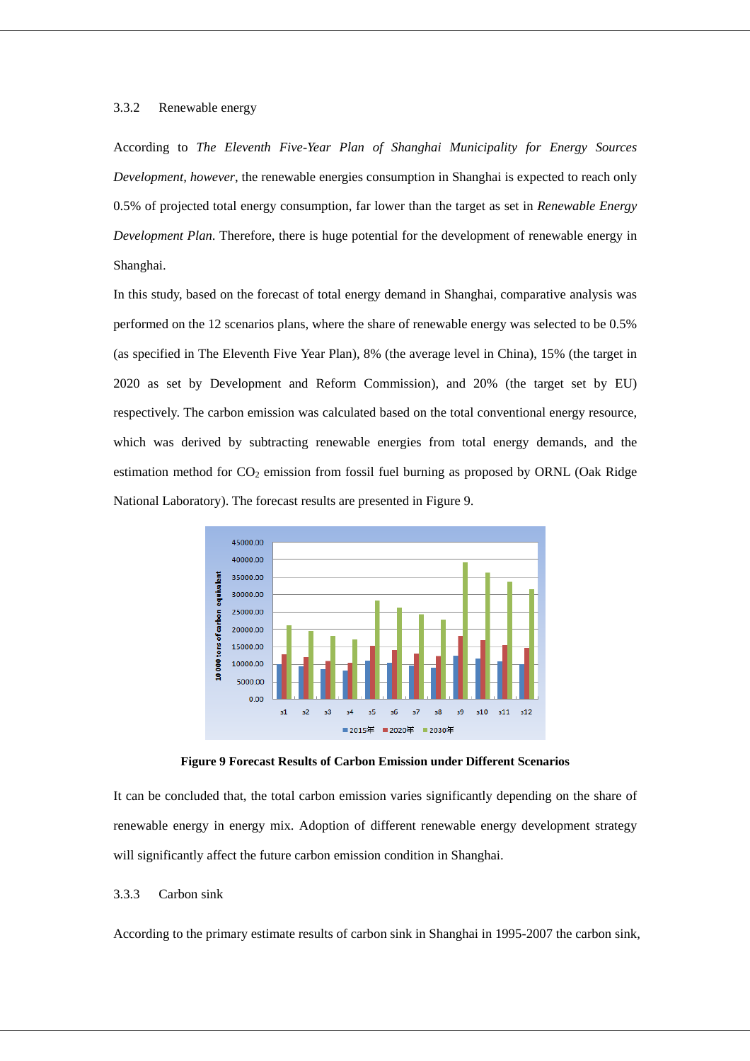### 3.3.2 Renewable energy

According to *The Eleventh Five-Year Plan of Shanghai Municipality for Energy Sources Development, however*, the renewable energies consumption in Shanghai is expected to reach only 0.5% of projected total energy consumption, far lower than the target as set in *Renewable Energy Development Plan*. Therefore, there is huge potential for the development of renewable energy in Shanghai.

In this study, based on the forecast of total energy demand in Shanghai, comparative analysis was performed on the 12 scenarios plans, where the share of renewable energy was selected to be 0.5% (as specified in The Eleventh Five Year Plan), 8% (the average level in China), 15% (the target in 2020 as set by Development and Reform Commission), and 20% (the target set by EU) respectively. The carbon emission was calculated based on the total conventional energy resource, which was derived by subtracting renewable energies from total energy demands, and the estimation method for $CO_2$ emission from fossil fuel burning as proposed by ORNL (Oak Ridge National Laboratory). The forecast results are presented in Figure 9.

**Figure 9 Forecast Results of Carbon Emission under Different Scenarios**

It can be concluded that, the total carbon emission varies significantly depending on the share of renewable energy in energy mix. Adoption of different renewable energy development strategy will significantly affect the future carbon emission condition in Shanghai.

### 3.3.3 Carbon sink

According to the primary estimate results of carbon sink in Shanghai in 1995-2007 the carbon sink,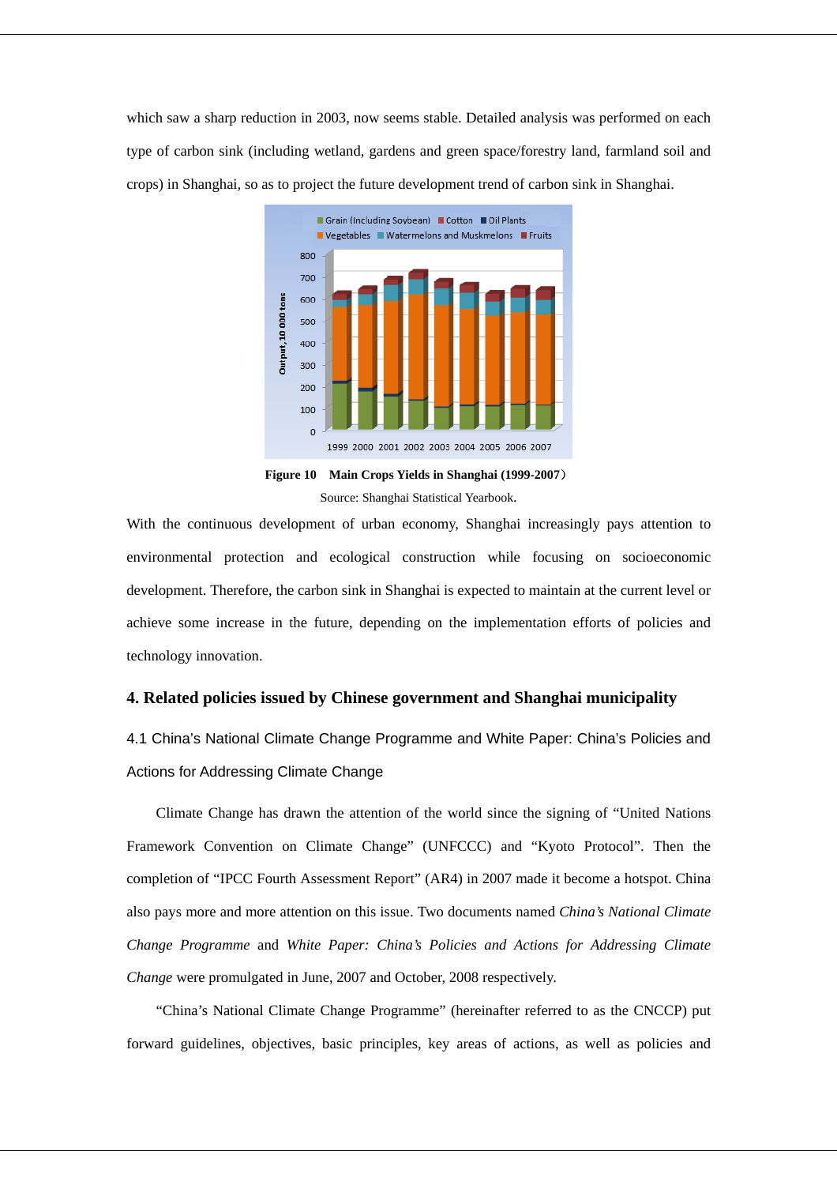which saw a sharp reduction in 2003, now seems stable. Detailed analysis was performed on each type of carbon sink (including wetland, gardens and green space/forestry land, farmland soil and crops) in Shanghai, so as to project the future development trend of carbon sink in Shanghai.

**Figure 10 Main Crops Yields in Shanghai (1999-2007)**

Source: Shanghai Statistical Yearbook.

With the continuous development of urban economy, Shanghai increasingly pays attention to environmental protection and ecological construction while focusing on socioeconomic development. Therefore, the carbon sink in Shanghai is expected to maintain at the current level or achieve some increase in the future, depending on the implementation efforts of policies and technology innovation.

## 4. Related policies issued by Chinese government and Shanghai municipality

### 4.1 China's National Climate Change Programme and White Paper: China's Policies and Actions for Addressing Climate Change

Climate Change has drawn the attention of the world since the signing of "United Nations Framework Convention on Climate Change" (UNFCCC) and "Kyoto Protocol". Then the completion of "IPCC Fourth Assessment Report" (AR4) in 2007 made it become a hotspot. China also pays more and more attention on this issue. Two documents named *China's National Climate Change Programme* and *White Paper: China's Policies and Actions for Addressing Climate Change* were promulgated in June, 2007 and October, 2008 respectively.

"China's National Climate Change Programme" (hereinafter referred to as the CNCCP) put forward guidelines, objectives, basic principles, key areas of actions, as well as policies and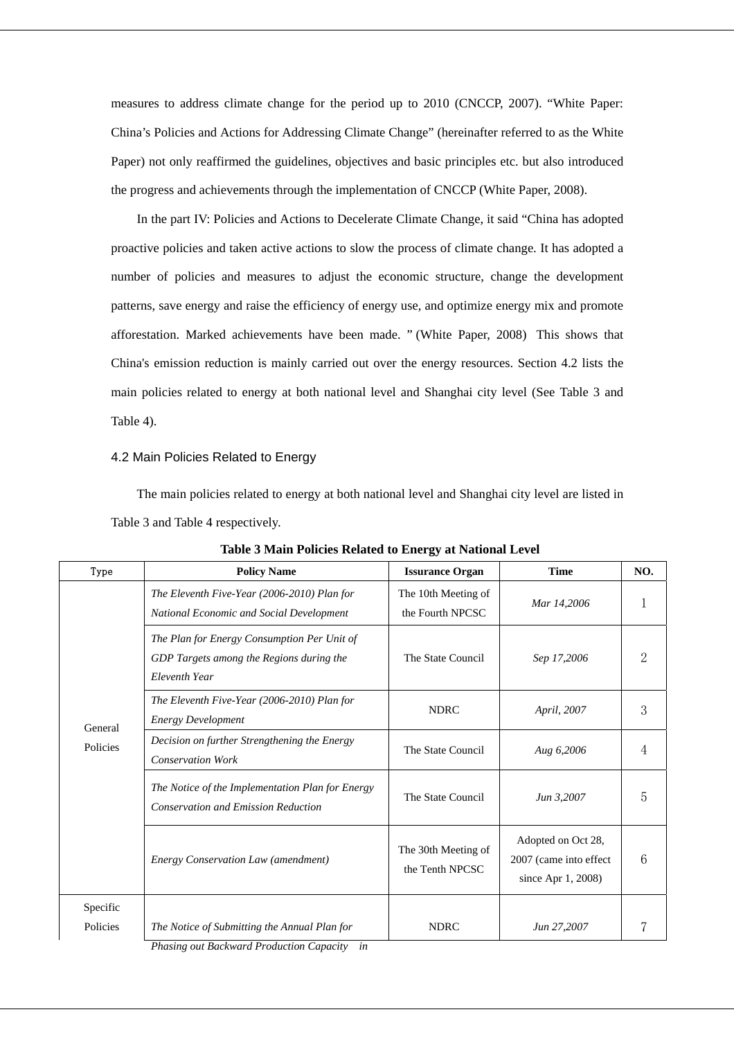measures to address climate change for the period up to 2010 (CNCCP, 2007). "White Paper: China's Policies and Actions for Addressing Climate Change" (hereinafter referred to as the White Paper) not only reaffirmed the guidelines, objectives and basic principles etc. but also introduced the progress and achievements through the implementation of CNCCP (White Paper, 2008).

In the part IV: Policies and Actions to Decelerate Climate Change, it said "China has adopted proactive policies and taken active actions to slow the process of climate change. It has adopted a number of policies and measures to adjust the economic structure, change the development patterns, save energy and raise the efficiency of energy use, and optimize energy mix and promote afforestation. Marked achievements have been made. " (White Paper, 2008) This shows that China's emission reduction is mainly carried out over the energy resources. Section 4.2 lists the main policies related to energy at both national level and Shanghai city level (See Table 3 and Table 4).

### 4.2 Main Policies Related to Energy

The main policies related to energy at both national level and Shanghai city level are listed in Table 3 and Table 4 respectively.

**Table 3 Main Policies Related to Energy at National Level**

| Type | Policy Name | Issurance Organ | Time | NO. |
|---|---|---|---|---|
| General Policies | *The Eleventh Five-Year (2006-2010) Plan for National Economic and Social Development* | The 10th Meeting of the Fourth NPCSC | *Mar 14,2006* | 1 |
| | *The Plan for Energy Consumption Per Unit of GDP Targets among the Regions during the Eleventh Year* | The State Council | *Sep 17,2006* | 2 |
| | *The Eleventh Five-Year (2006-2010) Plan for Energy Development* | NDRC | *April, 2007* | 3 |
| | *Decision on further Strengthening the Energy Conservation Work* | The State Council | *Aug 6,2006* | 4 |
| | *The Notice of the Implementation Plan for Energy Conservation and Emission Reduction* | The State Council | *Jun 3,2007* | 5 |
| | *Energy Conservation Law (amendment)* | The 30th Meeting of the Tenth NPCSC | Adopted on Oct 28, 2007 (came into effect since Apr 1, 2008) | 6 |
| Specific Policies | *The Notice of Submitting the Annual Plan for Phasing out Backward Production Capacity in* | NDRC | *Jun 27,2007* | 7 |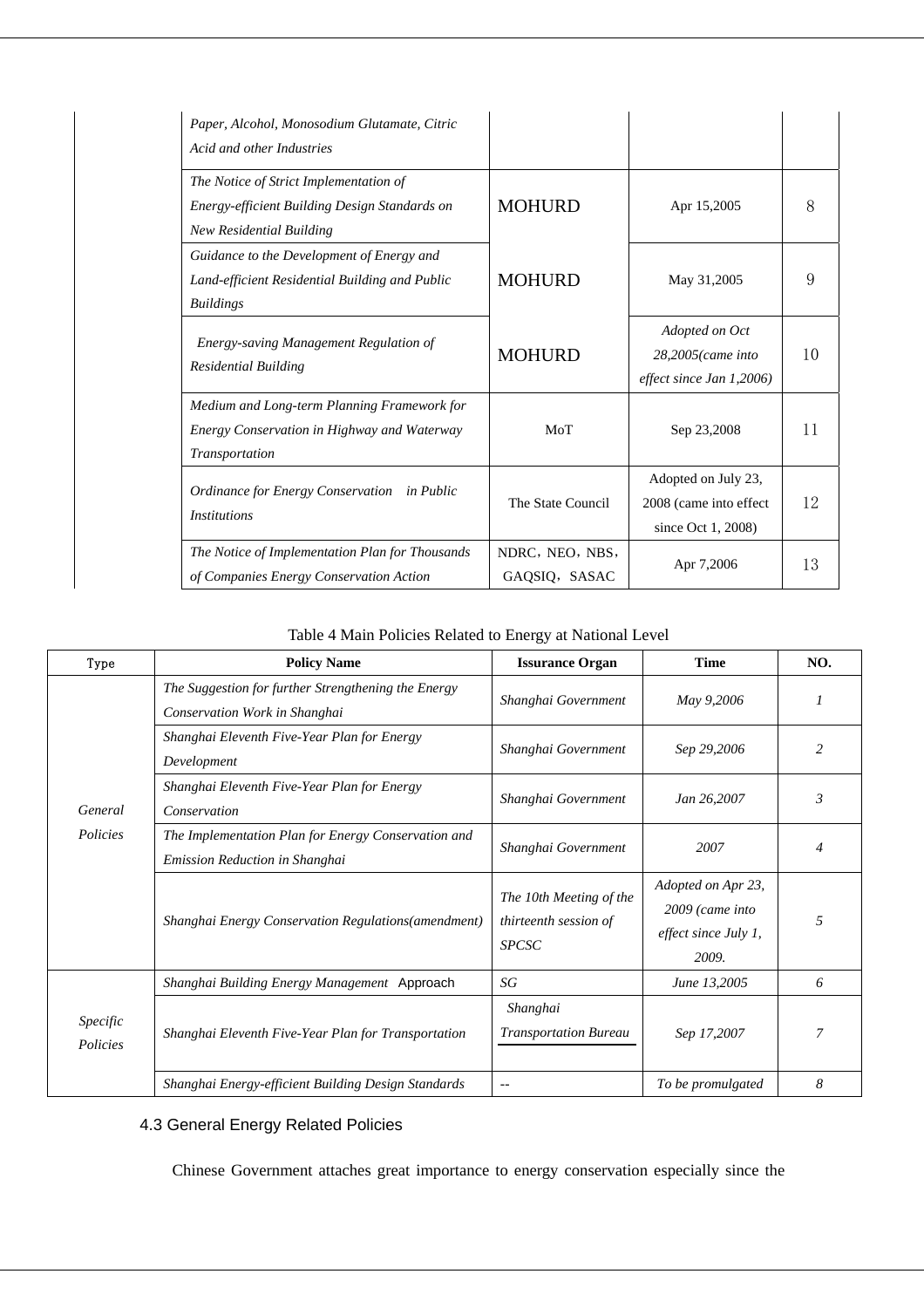| | | | |
|---|---|---|---|
| *Paper, Alcohol, Monosodium Glutamate, Citric Acid and other Industries* | | | |
| *The Notice of Strict Implementation of Energy-efficient Building Design Standards on New Residential Building* | MOHURD | Apr 15,2005 | 8 |
| *Guidance to the Development of Energy and Land-efficient Residential Building and Public Buildings* | MOHURD | May 31,2005 | 9 |
| *Energy-saving Management Regulation of Residential Building* | MOHURD | *Adopted on Oct 28,2005(came into effect since Jan 1,2006)* | 10 |
| *Medium and Long-term Planning Framework for Energy Conservation in Highway and Waterway Transportation* | MoT | Sep 23,2008 | 11 |
| *Ordinance for Energy Conservation in Public Institutions* | The State Council | Adopted on July 23, 2008 (came into effect since Oct 1, 2008) | 12 |
| *The Notice of Implementation Plan for Thousands of Companies Energy Conservation Action* | NDRC，NEO，NBS，GAQSIQ，SASAC | Apr 7,2006 | 13 |

Table 4 Main Policies Related to Energy at National Level

| Type | Policy Name | Issurance Organ | Time | NO. |
|---|---|---|---|---|
| *General Policies* | *The Suggestion for further Strengthening the Energy Conservation Work in Shanghai* | *Shanghai Government* | *May 9,2006* | *1* |
| | *Shanghai Eleventh Five-Year Plan for Energy Development* | *Shanghai Government* | *Sep 29,2006* | *2* |
| | *Shanghai Eleventh Five-Year Plan for Energy Conservation* | *Shanghai Government* | *Jan 26,2007* | *3* |
| | *The Implementation Plan for Energy Conservation and Emission Reduction in Shanghai* | *Shanghai Government* | *2007* | *4* |
| | *Shanghai Energy Conservation Regulations(amendment)* | *The 10th Meeting of the thirteenth session of SPCSC* | *Adopted on Apr 23, 2009 (came into effect since July 1, 2009.* | *5* |
| *Specific Policies* | *Shanghai Building Energy Management* Approach | *SG* | *June 13,2005* | *6* |
| | *Shanghai Eleventh Five-Year Plan for Transportation* | *Shanghai Transportation Bureau* | *Sep 17,2007* | *7* |
| | *Shanghai Energy-efficient Building Design Standards* | -- | *To be promulgated* | *8* |

## 4.3 General Energy Related Policies

Chinese Government attaches great importance to energy conservation especially since the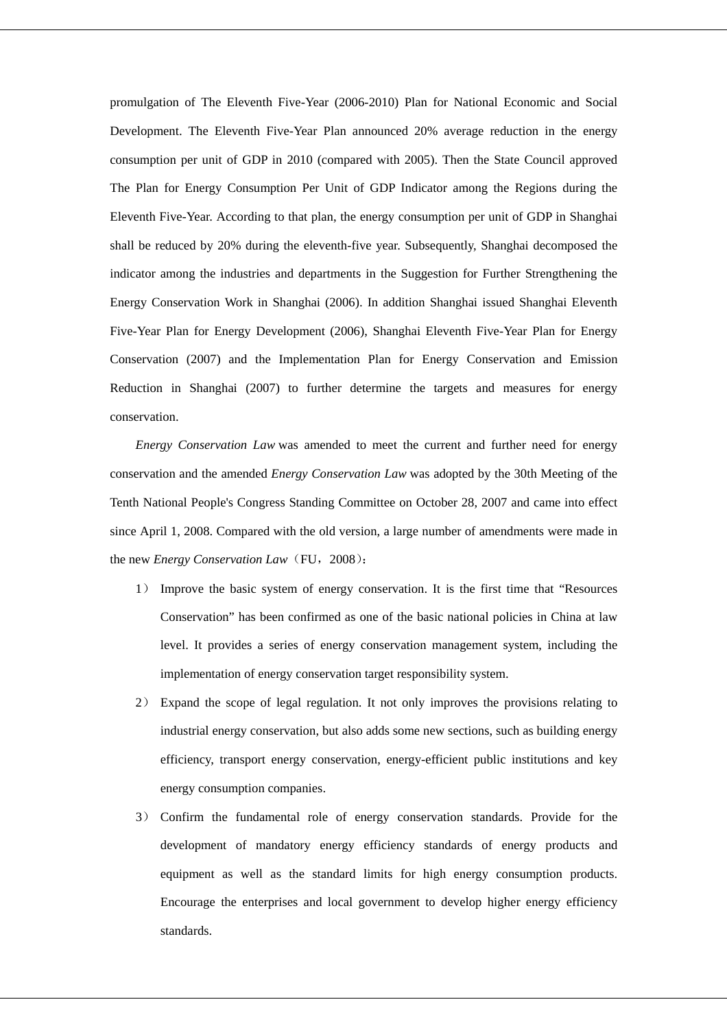promulgation of The Eleventh Five-Year (2006-2010) Plan for National Economic and Social Development. The Eleventh Five-Year Plan announced 20% average reduction in the energy consumption per unit of GDP in 2010 (compared with 2005). Then the State Council approved The Plan for Energy Consumption Per Unit of GDP Indicator among the Regions during the Eleventh Five-Year. According to that plan, the energy consumption per unit of GDP in Shanghai shall be reduced by 20% during the eleventh-five year. Subsequently, Shanghai decomposed the indicator among the industries and departments in the Suggestion for Further Strengthening the Energy Conservation Work in Shanghai (2006). In addition Shanghai issued Shanghai Eleventh Five-Year Plan for Energy Development (2006), Shanghai Eleventh Five-Year Plan for Energy Conservation (2007) and the Implementation Plan for Energy Conservation and Emission Reduction in Shanghai (2007) to further determine the targets and measures for energy conservation.

*Energy Conservation Law* was amended to meet the current and further need for energy conservation and the amended *Energy Conservation Law* was adopted by the 30th Meeting of the Tenth National People's Congress Standing Committee on October 28, 2007 and came into effect since April 1, 2008. Compared with the old version, a large number of amendments were made in the new *Energy Conservation Law*（FU，2008）:

1） Improve the basic system of energy conservation. It is the first time that “Resources Conservation” has been confirmed as one of the basic national policies in China at law level. It provides a series of energy conservation management system, including the implementation of energy conservation target responsibility system.

2） Expand the scope of legal regulation. It not only improves the provisions relating to industrial energy conservation, but also adds some new sections, such as building energy efficiency, transport energy conservation, energy-efficient public institutions and key energy consumption companies.

3） Confirm the fundamental role of energy conservation standards. Provide for the development of mandatory energy efficiency standards of energy products and equipment as well as the standard limits for high energy consumption products. Encourage the enterprises and local government to develop higher energy efficiency standards.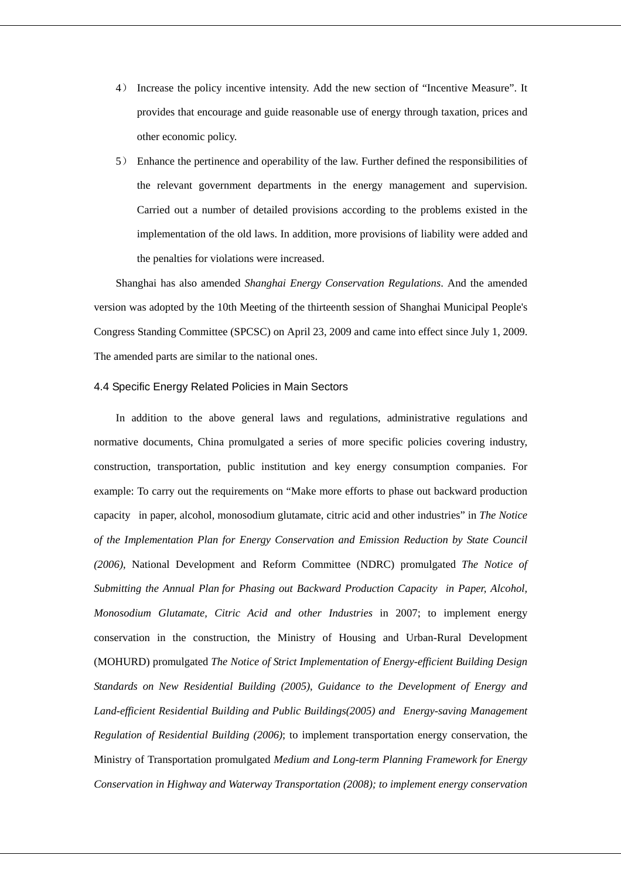4） Increase the policy incentive intensity. Add the new section of "Incentive Measure". It provides that encourage and guide reasonable use of energy through taxation, prices and other economic policy.

5） Enhance the pertinence and operability of the law. Further defined the responsibilities of the relevant government departments in the energy management and supervision. Carried out a number of detailed provisions according to the problems existed in the implementation of the old laws. In addition, more provisions of liability were added and the penalties for violations were increased.

Shanghai has also amended *Shanghai Energy Conservation Regulations*. And the amended version was adopted by the 10th Meeting of the thirteenth session of Shanghai Municipal People's Congress Standing Committee (SPCSC) on April 23, 2009 and came into effect since July 1, 2009. The amended parts are similar to the national ones.

### 4.4 Specific Energy Related Policies in Main Sectors

In addition to the above general laws and regulations, administrative regulations and normative documents, China promulgated a series of more specific policies covering industry, construction, transportation, public institution and key energy consumption companies. For example: To carry out the requirements on "Make more efforts to phase out backward production capacity in paper, alcohol, monosodium glutamate, citric acid and other industries" in *The Notice of the Implementation Plan for Energy Conservation and Emission Reduction by State Council (2006)*, National Development and Reform Committee (NDRC) promulgated *The Notice of Submitting the Annual Plan for Phasing out Backward Production Capacity in Paper, Alcohol, Monosodium Glutamate, Citric Acid and other Industries* in 2007; to implement energy conservation in the construction, the Ministry of Housing and Urban-Rural Development (MOHURD) promulgated *The Notice of Strict Implementation of Energy-efficient Building Design Standards on New Residential Building (2005), Guidance to the Development of Energy and Land-efficient Residential Building and Public Buildings(2005) and Energy-saving Management Regulation of Residential Building (2006)*; to implement transportation energy conservation, the Ministry of Transportation promulgated *Medium and Long-term Planning Framework for Energy Conservation in Highway and Waterway Transportation (2008); to implement energy conservation*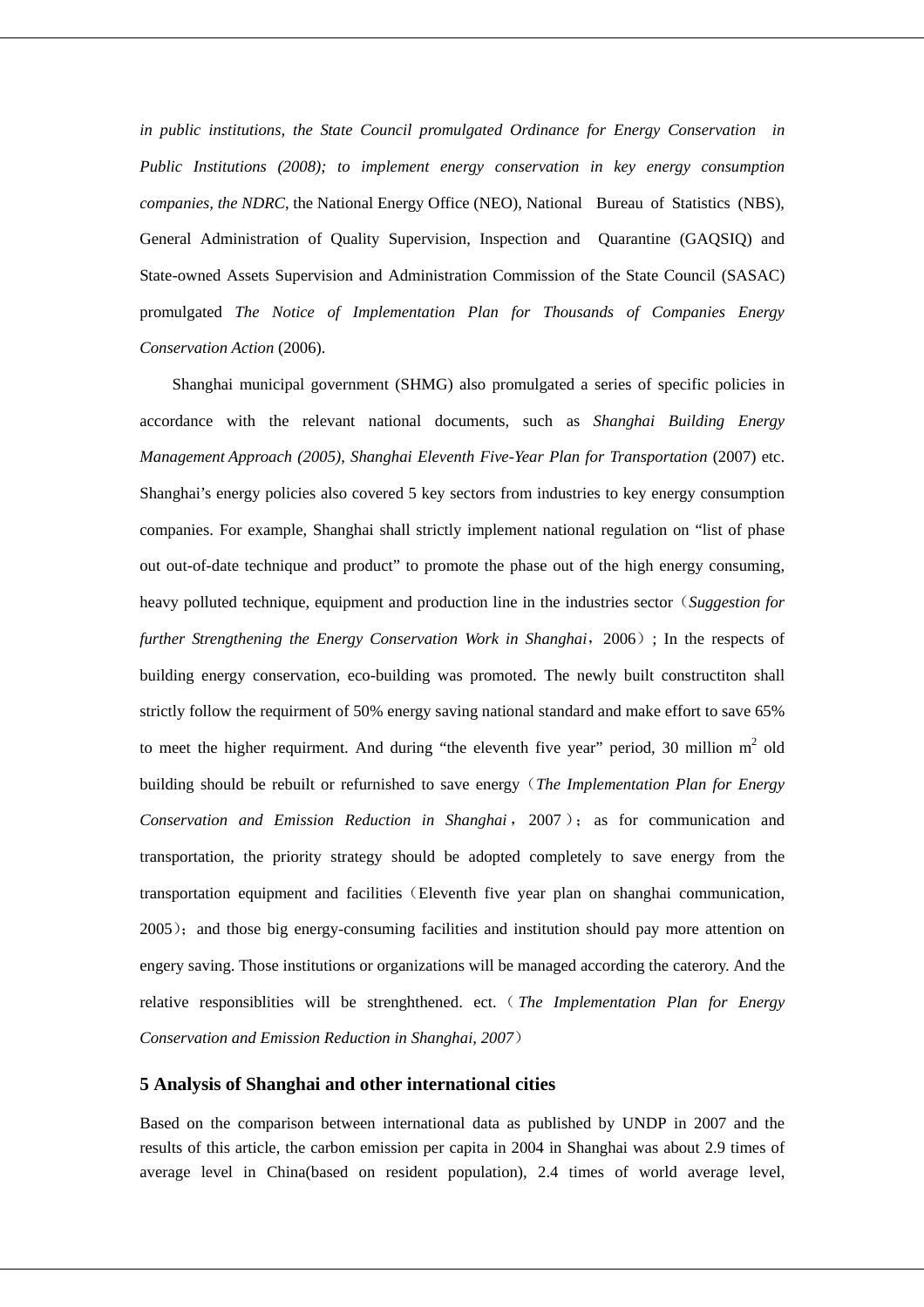*in public institutions, the State Council promulgated Ordinance for Energy Conservation in Public Institutions (2008); to implement energy conservation in key energy consumption companies, the NDRC*, the National Energy Office (NEO), National Bureau of Statistics (NBS), General Administration of Quality Supervision, Inspection and Quarantine (GAQSIQ) and State-owned Assets Supervision and Administration Commission of the State Council (SASAC) promulgated *The Notice of Implementation Plan for Thousands of Companies Energy Conservation Action* (2006).

Shanghai municipal government (SHMG) also promulgated a series of specific policies in accordance with the relevant national documents, such as *Shanghai Building Energy Management Approach (2005), Shanghai Eleventh Five-Year Plan for Transportation* (2007) etc. Shanghai's energy policies also covered 5 key sectors from industries to key energy consumption companies. For example, Shanghai shall strictly implement national regulation on "list of phase out out-of-date technique and product" to promote the phase out of the high energy consuming, heavy polluted technique, equipment and production line in the industries sector（*Suggestion for further Strengthening the Energy Conservation Work in Shanghai*，2006）; In the respects of building energy conservation, eco-building was promoted. The newly built constructiton shall strictly follow the requirment of 50% energy saving national standard and make effort to save 65% to meet the higher requirment. And during "the eleventh five year" period, 30 million $m^2$ old building should be rebuilt or refurnished to save energy（*The Implementation Plan for Energy Conservation and Emission Reduction in Shanghai*，2007）；as for communication and transportation, the priority strategy should be adopted completely to save energy from the transportation equipment and facilities（Eleventh five year plan on shanghai communication, 2005）；and those big energy-consuming facilities and institution should pay more attention on engery saving. Those institutions or organizations will be managed according the caterory. And the relative responsiblities will be strenghthened. ect.（*The Implementation Plan for Energy Conservation and Emission Reduction in Shanghai, 2007*）

## 5 Analysis of Shanghai and other international cities

Based on the comparison between international data as published by UNDP in 2007 and the results of this article, the carbon emission per capita in 2004 in Shanghai was about 2.9 times of average level in China(based on resident population), 2.4 times of world average level,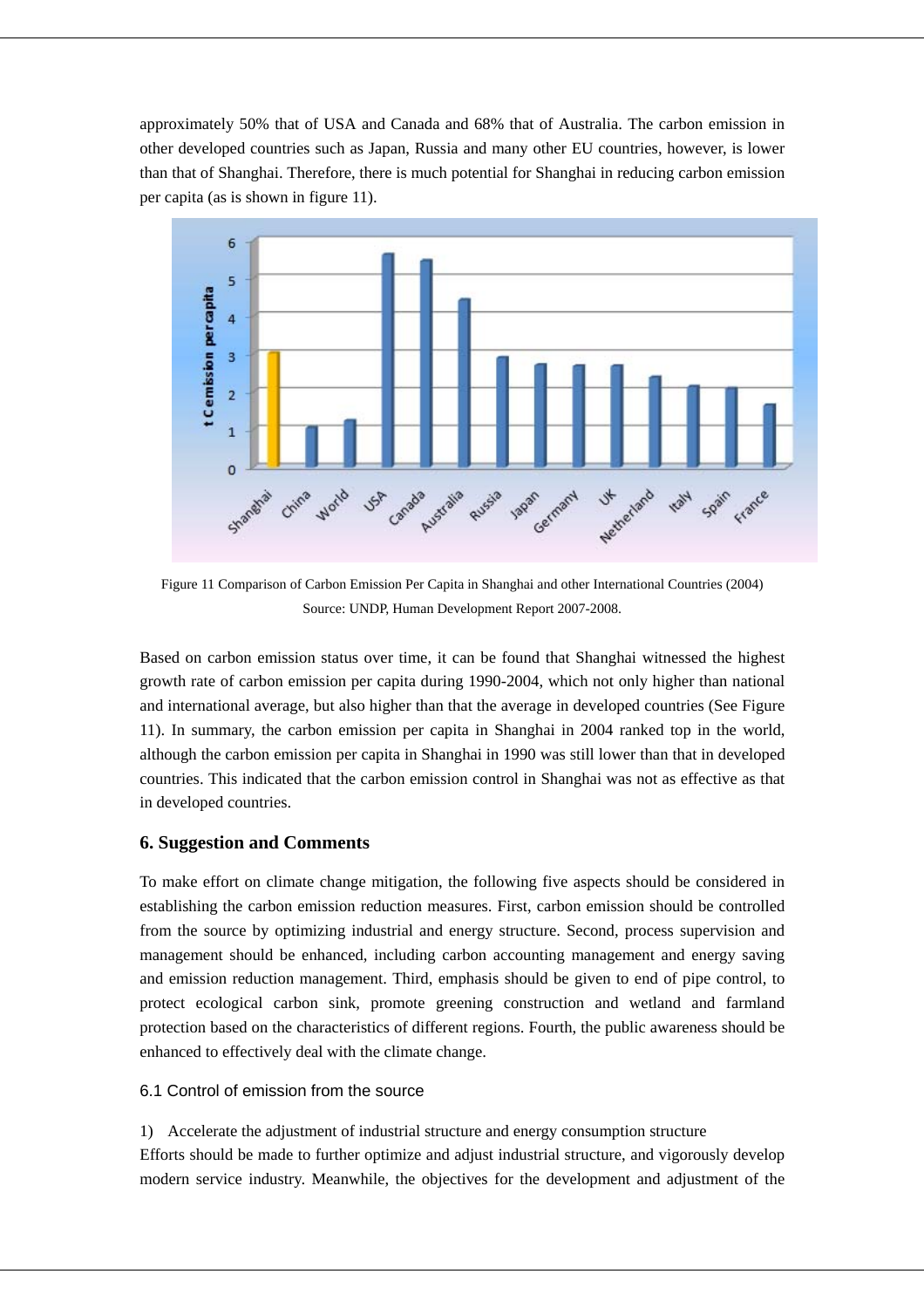approximately 50% that of USA and Canada and 68% that of Australia. The carbon emission in other developed countries such as Japan, Russia and many other EU countries, however, is lower than that of Shanghai. Therefore, there is much potential for Shanghai in reducing carbon emission per capita (as is shown in figure 11).

Figure 11 Comparison of Carbon Emission Per Capita in Shanghai and other International Countries (2004)
Source: UNDP, Human Development Report 2007-2008.

Based on carbon emission status over time, it can be found that Shanghai witnessed the highest growth rate of carbon emission per capita during 1990-2004, which not only higher than national and international average, but also higher than that the average in developed countries (See Figure 11). In summary, the carbon emission per capita in Shanghai in 2004 ranked top in the world, although the carbon emission per capita in Shanghai in 1990 was still lower than that in developed countries. This indicated that the carbon emission control in Shanghai was not as effective as that in developed countries.

## 6. Suggestion and Comments

To make effort on climate change mitigation, the following five aspects should be considered in establishing the carbon emission reduction measures. First, carbon emission should be controlled from the source by optimizing industrial and energy structure. Second, process supervision and management should be enhanced, including carbon accounting management and energy saving and emission reduction management. Third, emphasis should be given to end of pipe control, to protect ecological carbon sink, promote greening construction and wetland and farmland protection based on the characteristics of different regions. Fourth, the public awareness should be enhanced to effectively deal with the climate change.

### 6.1 Control of emission from the source

1) Accelerate the adjustment of industrial structure and energy consumption structure

Efforts should be made to further optimize and adjust industrial structure, and vigorously develop modern service industry. Meanwhile, the objectives for the development and adjustment of the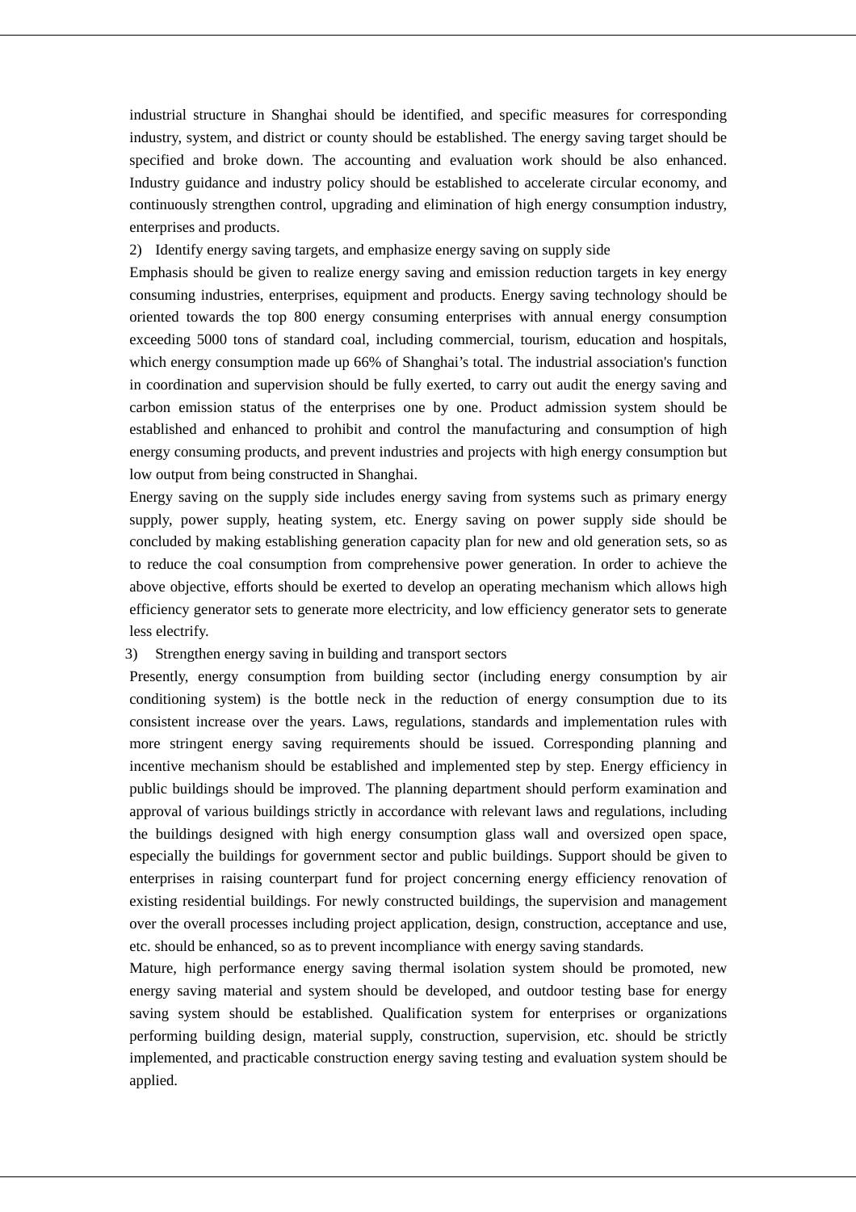industrial structure in Shanghai should be identified, and specific measures for corresponding industry, system, and district or county should be established. The energy saving target should be specified and broke down. The accounting and evaluation work should be also enhanced. Industry guidance and industry policy should be established to accelerate circular economy, and continuously strengthen control, upgrading and elimination of high energy consumption industry, enterprises and products.

2) Identify energy saving targets, and emphasize energy saving on supply side

Emphasis should be given to realize energy saving and emission reduction targets in key energy consuming industries, enterprises, equipment and products. Energy saving technology should be oriented towards the top 800 energy consuming enterprises with annual energy consumption exceeding 5000 tons of standard coal, including commercial, tourism, education and hospitals, which energy consumption made up 66% of Shanghai's total. The industrial association's function in coordination and supervision should be fully exerted, to carry out audit the energy saving and carbon emission status of the enterprises one by one. Product admission system should be established and enhanced to prohibit and control the manufacturing and consumption of high energy consuming products, and prevent industries and projects with high energy consumption but low output from being constructed in Shanghai.

Energy saving on the supply side includes energy saving from systems such as primary energy supply, power supply, heating system, etc. Energy saving on power supply side should be concluded by making establishing generation capacity plan for new and old generation sets, so as to reduce the coal consumption from comprehensive power generation. In order to achieve the above objective, efforts should be exerted to develop an operating mechanism which allows high efficiency generator sets to generate more electricity, and low efficiency generator sets to generate less electrify.

3) Strengthen energy saving in building and transport sectors

Presently, energy consumption from building sector (including energy consumption by air conditioning system) is the bottle neck in the reduction of energy consumption due to its consistent increase over the years. Laws, regulations, standards and implementation rules with more stringent energy saving requirements should be issued. Corresponding planning and incentive mechanism should be established and implemented step by step. Energy efficiency in public buildings should be improved. The planning department should perform examination and approval of various buildings strictly in accordance with relevant laws and regulations, including the buildings designed with high energy consumption glass wall and oversized open space, especially the buildings for government sector and public buildings. Support should be given to enterprises in raising counterpart fund for project concerning energy efficiency renovation of existing residential buildings. For newly constructed buildings, the supervision and management over the overall processes including project application, design, construction, acceptance and use, etc. should be enhanced, so as to prevent incompliance with energy saving standards.

Mature, high performance energy saving thermal isolation system should be promoted, new energy saving material and system should be developed, and outdoor testing base for energy saving system should be established. Qualification system for enterprises or organizations performing building design, material supply, construction, supervision, etc. should be strictly implemented, and practicable construction energy saving testing and evaluation system should be applied.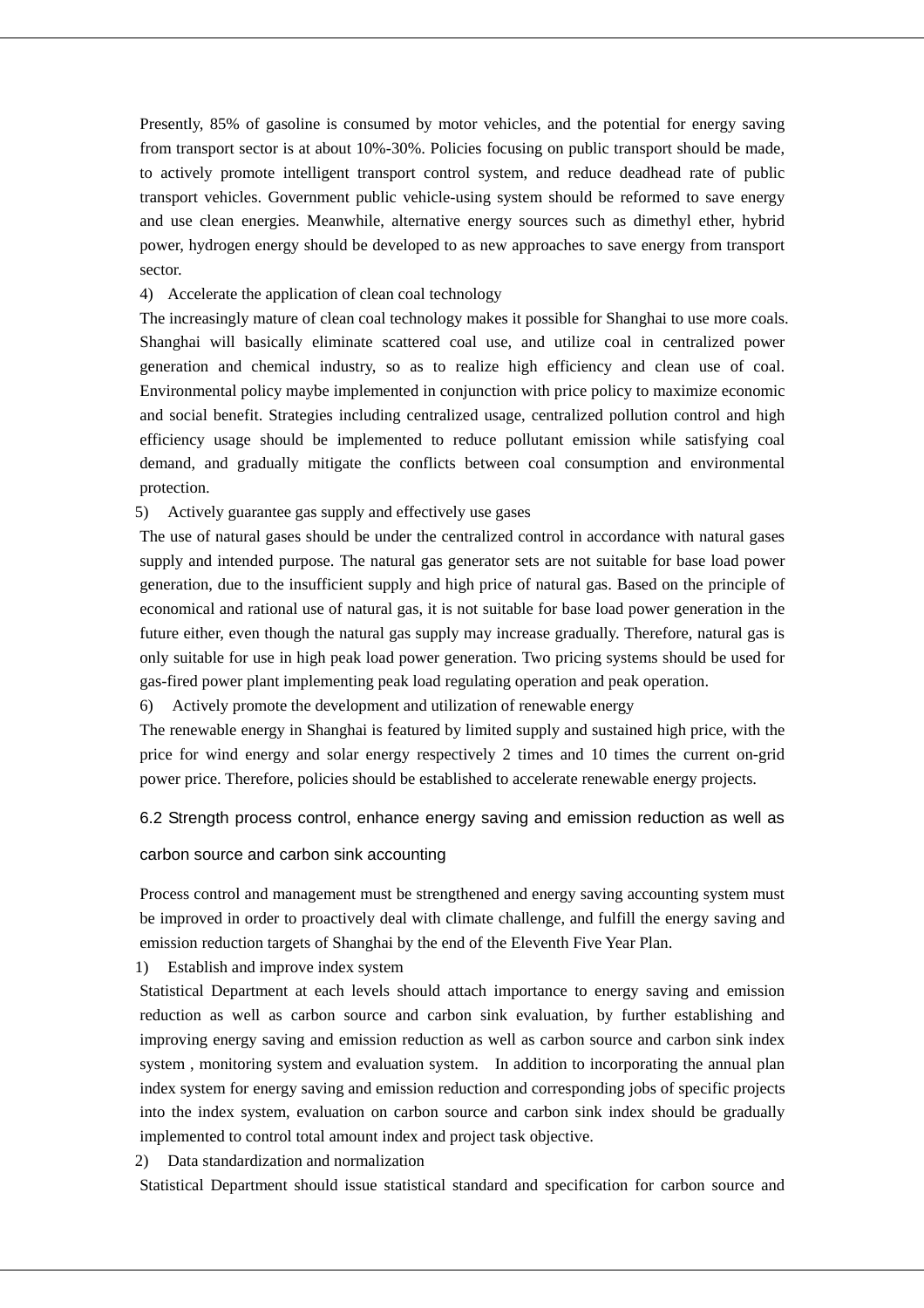Presently, 85% of gasoline is consumed by motor vehicles, and the potential for energy saving from transport sector is at about 10%-30%. Policies focusing on public transport should be made, to actively promote intelligent transport control system, and reduce deadhead rate of public transport vehicles. Government public vehicle-using system should be reformed to save energy and use clean energies. Meanwhile, alternative energy sources such as dimethyl ether, hybrid power, hydrogen energy should be developed to as new approaches to save energy from transport sector.

4) Accelerate the application of clean coal technology

The increasingly mature of clean coal technology makes it possible for Shanghai to use more coals. Shanghai will basically eliminate scattered coal use, and utilize coal in centralized power generation and chemical industry, so as to realize high efficiency and clean use of coal. Environmental policy maybe implemented in conjunction with price policy to maximize economic and social benefit. Strategies including centralized usage, centralized pollution control and high efficiency usage should be implemented to reduce pollutant emission while satisfying coal demand, and gradually mitigate the conflicts between coal consumption and environmental protection.

5) Actively guarantee gas supply and effectively use gases

The use of natural gases should be under the centralized control in accordance with natural gases supply and intended purpose. The natural gas generator sets are not suitable for base load power generation, due to the insufficient supply and high price of natural gas. Based on the principle of economical and rational use of natural gas, it is not suitable for base load power generation in the future either, even though the natural gas supply may increase gradually. Therefore, natural gas is only suitable for use in high peak load power generation. Two pricing systems should be used for gas-fired power plant implementing peak load regulating operation and peak operation.

6) Actively promote the development and utilization of renewable energy

The renewable energy in Shanghai is featured by limited supply and sustained high price, with the price for wind energy and solar energy respectively 2 times and 10 times the current on-grid power price. Therefore, policies should be established to accelerate renewable energy projects.

### 6.2 Strength process control, enhance energy saving and emission reduction as well as carbon source and carbon sink accounting

Process control and management must be strengthened and energy saving accounting system must be improved in order to proactively deal with climate challenge, and fulfill the energy saving and emission reduction targets of Shanghai by the end of the Eleventh Five Year Plan.

1) Establish and improve index system

Statistical Department at each levels should attach importance to energy saving and emission reduction as well as carbon source and carbon sink evaluation, by further establishing and improving energy saving and emission reduction as well as carbon source and carbon sink index system , monitoring system and evaluation system. In addition to incorporating the annual plan index system for energy saving and emission reduction and corresponding jobs of specific projects into the index system, evaluation on carbon source and carbon sink index should be gradually implemented to control total amount index and project task objective.

2) Data standardization and normalization

Statistical Department should issue statistical standard and specification for carbon source and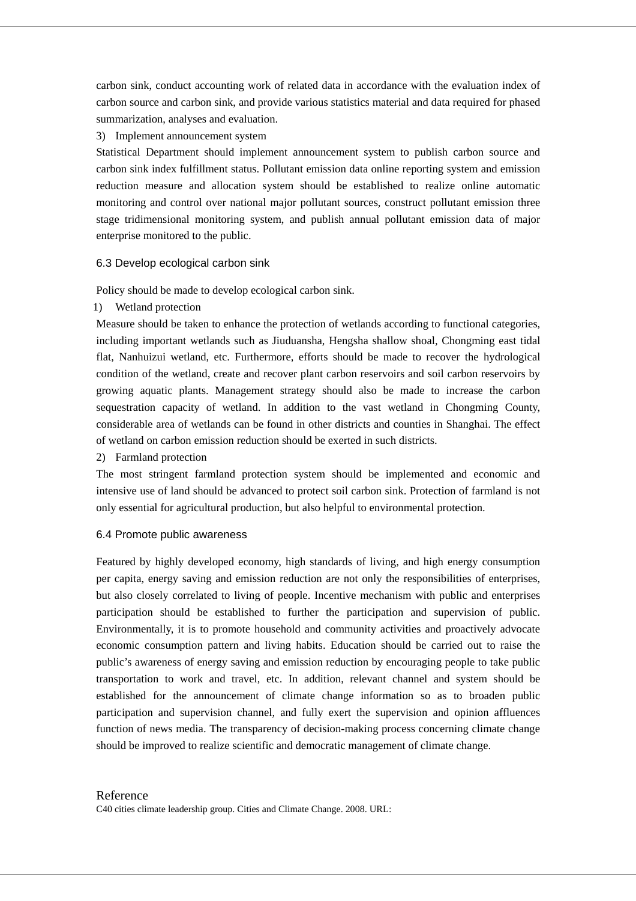carbon sink, conduct accounting work of related data in accordance with the evaluation index of carbon source and carbon sink, and provide various statistics material and data required for phased summarization, analyses and evaluation.

3) Implement announcement system

Statistical Department should implement announcement system to publish carbon source and carbon sink index fulfillment status. Pollutant emission data online reporting system and emission reduction measure and allocation system should be established to realize online automatic monitoring and control over national major pollutant sources, construct pollutant emission three stage tridimensional monitoring system, and publish annual pollutant emission data of major enterprise monitored to the public.

### 6.3 Develop ecological carbon sink

Policy should be made to develop ecological carbon sink.

1) Wetland protection

Measure should be taken to enhance the protection of wetlands according to functional categories, including important wetlands such as Jiuduansha, Hengsha shallow shoal, Chongming east tidal flat, Nanhuizui wetland, etc. Furthermore, efforts should be made to recover the hydrological condition of the wetland, create and recover plant carbon reservoirs and soil carbon reservoirs by growing aquatic plants. Management strategy should also be made to increase the carbon sequestration capacity of wetland. In addition to the vast wetland in Chongming County, considerable area of wetlands can be found in other districts and counties in Shanghai. The effect of wetland on carbon emission reduction should be exerted in such districts.

2) Farmland protection

The most stringent farmland protection system should be implemented and economic and intensive use of land should be advanced to protect soil carbon sink. Protection of farmland is not only essential for agricultural production, but also helpful to environmental protection.

### 6.4 Promote public awareness

Featured by highly developed economy, high standards of living, and high energy consumption per capita, energy saving and emission reduction are not only the responsibilities of enterprises, but also closely correlated to living of people. Incentive mechanism with public and enterprises participation should be established to further the participation and supervision of public. Environmentally, it is to promote household and community activities and proactively advocate economic consumption pattern and living habits. Education should be carried out to raise the public's awareness of energy saving and emission reduction by encouraging people to take public transportation to work and travel, etc. In addition, relevant channel and system should be established for the announcement of climate change information so as to broaden public participation and supervision channel, and fully exert the supervision and opinion affluences function of news media. The transparency of decision-making process concerning climate change should be improved to realize scientific and democratic management of climate change.

## Reference

C40 cities climate leadership group. Cities and Climate Change. 2008. URL: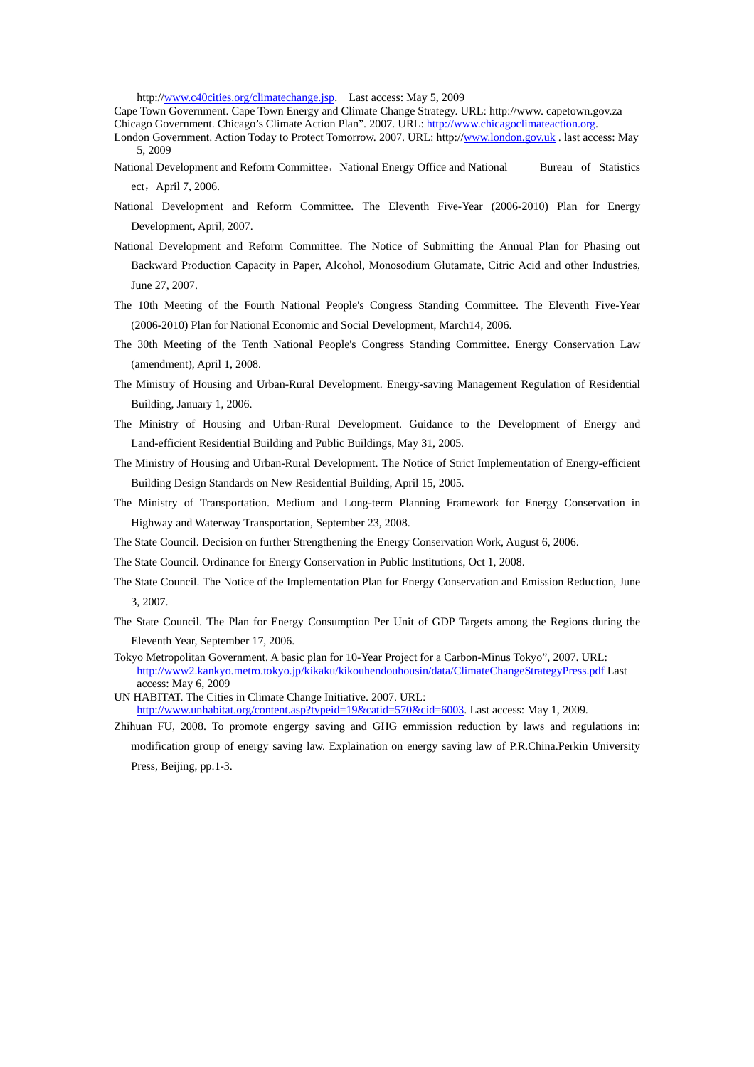http://www.c40cities.org/climatechange.jsp. Last access: May 5, 2009

Cape Town Government. Cape Town Energy and Climate Change Strategy. URL: http://www. capetown.gov.za

Chicago Government. Chicago's Climate Action Plan". 2007. URL: http://www.chicagoclimateaction.org.

London Government. Action Today to Protect Tomorrow. 2007. URL: http://www.london.gov.uk . last access: May 5, 2009

National Development and Reform Committee，National Energy Office and National Bureau of Statistics ect，April 7, 2006.

National Development and Reform Committee. The Eleventh Five-Year (2006-2010) Plan for Energy Development, April, 2007.

National Development and Reform Committee. The Notice of Submitting the Annual Plan for Phasing out Backward Production Capacity in Paper, Alcohol, Monosodium Glutamate, Citric Acid and other Industries, June 27, 2007.

The 10th Meeting of the Fourth National People's Congress Standing Committee. The Eleventh Five-Year (2006-2010) Plan for National Economic and Social Development, March14, 2006.

The 30th Meeting of the Tenth National People's Congress Standing Committee. Energy Conservation Law (amendment), April 1, 2008.

The Ministry of Housing and Urban-Rural Development. Energy-saving Management Regulation of Residential Building, January 1, 2006.

The Ministry of Housing and Urban-Rural Development. Guidance to the Development of Energy and Land-efficient Residential Building and Public Buildings, May 31, 2005.

The Ministry of Housing and Urban-Rural Development. The Notice of Strict Implementation of Energy-efficient Building Design Standards on New Residential Building, April 15, 2005.

The Ministry of Transportation. Medium and Long-term Planning Framework for Energy Conservation in Highway and Waterway Transportation, September 23, 2008.

The State Council. Decision on further Strengthening the Energy Conservation Work, August 6, 2006.

The State Council. Ordinance for Energy Conservation in Public Institutions, Oct 1, 2008.

The State Council. The Notice of the Implementation Plan for Energy Conservation and Emission Reduction, June 3, 2007.

The State Council. The Plan for Energy Consumption Per Unit of GDP Targets among the Regions during the Eleventh Year, September 17, 2006.

Tokyo Metropolitan Government. A basic plan for 10-Year Project for a Carbon-Minus Tokyo", 2007. URL: http://www2.kankyo.metro.tokyo.jp/kikaku/kikouhendouhousin/data/ClimateChangeStrategyPress.pdf Last access: May 6, 2009

UN HABITAT. The Cities in Climate Change Initiative. 2007. URL: http://www.unhabitat.org/content.asp?typeid=19&catid=570&cid=6003. Last access: May 1, 2009.

Zhihuan FU, 2008. To promote engergy saving and GHG emmission reduction by laws and regulations in: modification group of energy saving law. Explaination on energy saving law of P.R.China.Perkin University Press, Beijing, pp.1-3.